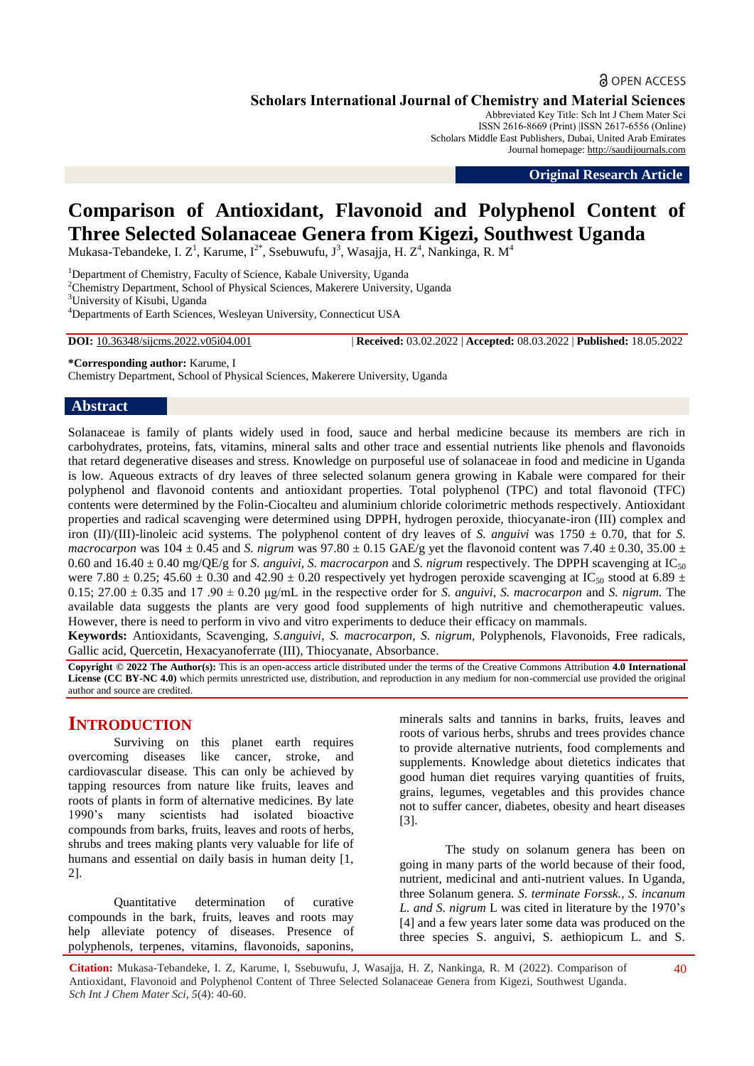OPEN ACCESS

**Scholars International Journal of Chemistry and Material Sciences**

Abbreviated Key Title: Sch Int J Chem Mater Sci
ISSN 2616-8669 (Print) |ISSN 2617-6556 (Online)
Scholars Middle East Publishers, Dubai, United Arab Emirates
Journal homepage: http://saudijournals.com

**Original Research Article**

# Comparison of Antioxidant, Flavonoid and Polyphenol Content of Three Selected Solanaceae Genera from Kigezi, Southwest Uganda

Mukasa-Tebandeke, I. Z[1], Karume, I[2*], Ssebuwufu, J[3], Wasajja, H. Z[4], Nankinga, R. M[4]

[1]Department of Chemistry, Faculty of Science, Kabale University, Uganda
[2]Chemistry Department, School of Physical Sciences, Makerere University, Uganda
[3]University of Kisubi, Uganda
[4]Departments of Earth Sciences, Wesleyan University, Connecticut USA

**DOI:** 10.36348/sijcms.2022.v05i04.001 | **Received:** 03.02.2022 | **Accepted:** 08.03.2022 | **Published:** 18.05.2022

**\*Corresponding author:** Karume, I
Chemistry Department, School of Physical Sciences, Makerere University, Uganda

## Abstract

Solanaceae is family of plants widely used in food, sauce and herbal medicine because its members are rich in carbohydrates, proteins, fats, vitamins, mineral salts and other trace and essential nutrients like phenols and flavonoids that retard degenerative diseases and stress. Knowledge on purposeful use of solanaceae in food and medicine in Uganda is low. Aqueous extracts of dry leaves of three selected solanum genera growing in Kabale were compared for their polyphenol and flavonoid contents and antioxidant properties. Total polyphenol (TPC) and total flavonoid (TFC) contents were determined by the Folin-Ciocalteu and aluminium chloride colorimetric methods respectively. Antioxidant properties and radical scavenging were determined using DPPH, hydrogen peroxide, thiocyanate-iron (III) complex and iron (II)/(III)-linoleic acid systems. The polyphenol content of dry leaves of *S. anguivi* was 1750 ± 0.70, that for *S. macrocarpon* was 104 ± 0.45 and *S. nigrum* was 97.80 ± 0.15 GAE/g yet the flavonoid content was 7.40 ± 0.30, 35.00 ± 0.60 and 16.40 ± 0.40 mg/QE/g for *S. anguivi, S. macrocarpon* and *S. nigrum* respectively. The DPPH scavenging at $IC_{50}$ were 7.80 ± 0.25; 45.60 ± 0.30 and 42.90 ± 0.20 respectively yet hydrogen peroxide scavenging at $IC_{50}$ stood at 6.89 ± 0.15; 27.00 ± 0.35 and 17 .90 ± 0.20 μg/mL in the respective order for *S. anguivi, S. macrocarpon* and *S. nigrum.* The available data suggests the plants are very good food supplements of high nutritive and chemotherapeutic values. However, there is need to perform in vivo and vitro experiments to deduce their efficacy on mammals.

**Keywords:** Antioxidants, Scavenging, *S.anguivi*, *S. macrocarpon, S. nigrum,* Polyphenols, Flavonoids, Free radicals, Gallic acid, Quercetin, Hexacyanoferrate (III), Thiocyanate, Absorbance.

**Copyright © 2022 The Author(s):** This is an open-access article distributed under the terms of the Creative Commons Attribution **4.0 International License (CC BY-NC 4.0)** which permits unrestricted use, distribution, and reproduction in any medium for non-commercial use provided the original author and source are credited.

## INTRODUCTION

Surviving on this planet earth requires overcoming diseases like cancer, stroke, and cardiovascular disease. This can only be achieved by tapping resources from nature like fruits, leaves and roots of plants in form of alternative medicines. By late 1990's many scientists had isolated bioactive compounds from barks, fruits, leaves and roots of herbs, shrubs and trees making plants very valuable for life of humans and essential on daily basis in human deity [1, 2].

Quantitative determination of curative compounds in the bark, fruits, leaves and roots may help alleviate potency of diseases. Presence of polyphenols, terpenes, vitamins, flavonoids, saponins, minerals salts and tannins in barks, fruits, leaves and roots of various herbs, shrubs and trees provides chance to provide alternative nutrients, food complements and supplements. Knowledge about dietetics indicates that good human diet requires varying quantities of fruits, grains, legumes, vegetables and this provides chance not to suffer cancer, diabetes, obesity and heart diseases [3].

The study on solanum genera has been on going in many parts of the world because of their food, nutrient, medicinal and anti-nutrient values. In Uganda, three Solanum genera. *S. terminate Forssk., S. incanum L. and S. nigrum* L was cited in literature by the 1970's [4] and a few years later some data was produced on the three species S. anguivi, S. aethiopicum L. and S.

**Citation:** Mukasa-Tebandeke, I. Z, Karume, I, Ssebuwufu, J, Wasajja, H. Z, Nankinga, R. M (2022). Comparison of Antioxidant, Flavonoid and Polyphenol Content of Three Selected Solanaceae Genera from Kigezi, Southwest Uganda. *Sch Int J Chem Mater Sci, 5*(4): 40-60.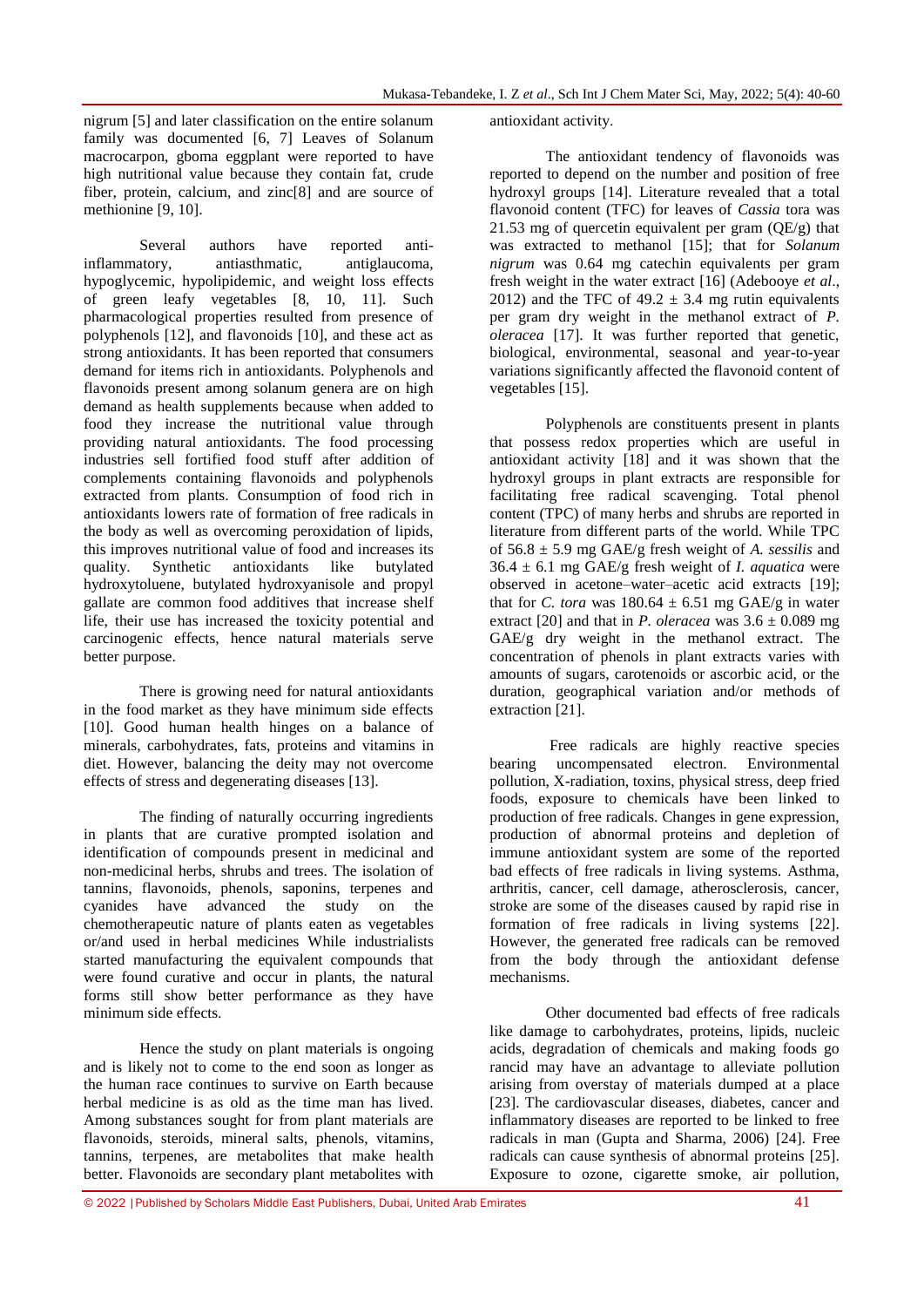nigrum [5] and later classification on the entire solanum family was documented [6, 7] Leaves of Solanum macrocarpon, gboma eggplant were reported to have high nutritional value because they contain fat, crude fiber, protein, calcium, and zinc[8] and are source of methionine [9, 10].

Several authors have reported anti-inflammatory, antiasthmatic, antiglaucoma, hypoglycemic, hypolipidemic, and weight loss effects of green leafy vegetables [8, 10, 11]. Such pharmacological properties resulted from presence of polyphenols [12], and flavonoids [10], and these act as strong antioxidants. It has been reported that consumers demand for items rich in antioxidants. Polyphenols and flavonoids present among solanum genera are on high demand as health supplements because when added to food they increase the nutritional value through providing natural antioxidants. The food processing industries sell fortified food stuff after addition of complements containing flavonoids and polyphenols extracted from plants. Consumption of food rich in antioxidants lowers rate of formation of free radicals in the body as well as overcoming peroxidation of lipids, this improves nutritional value of food and increases its quality. Synthetic antioxidants like butylated hydroxytoluene, butylated hydroxyanisole and propyl gallate are common food additives that increase shelf life, their use has increased the toxicity potential and carcinogenic effects, hence natural materials serve better purpose.

There is growing need for natural antioxidants in the food market as they have minimum side effects [10]. Good human health hinges on a balance of minerals, carbohydrates, fats, proteins and vitamins in diet. However, balancing the deity may not overcome effects of stress and degenerating diseases [13].

The finding of naturally occurring ingredients in plants that are curative prompted isolation and identification of compounds present in medicinal and non-medicinal herbs, shrubs and trees. The isolation of tannins, flavonoids, phenols, saponins, terpenes and cyanides have advanced the study on the chemotherapeutic nature of plants eaten as vegetables or/and used in herbal medicines While industrialists started manufacturing the equivalent compounds that were found curative and occur in plants, the natural forms still show better performance as they have minimum side effects.

Hence the study on plant materials is ongoing and is likely not to come to the end soon as longer as the human race continues to survive on Earth because herbal medicine is as old as the time man has lived. Among substances sought for from plant materials are flavonoids, steroids, mineral salts, phenols, vitamins, tannins, terpenes, are metabolites that make health better. Flavonoids are secondary plant metabolites with antioxidant activity.

The antioxidant tendency of flavonoids was reported to depend on the number and position of free hydroxyl groups [14]. Literature revealed that a total flavonoid content (TFC) for leaves of *Cassia* tora was 21.53 mg of quercetin equivalent per gram (QE/g) that was extracted to methanol [15]; that for *Solanum nigrum* was 0.64 mg catechin equivalents per gram fresh weight in the water extract [16] (Adebooye *et al*., 2012) and the TFC of 49.2 ± 3.4 mg rutin equivalents per gram dry weight in the methanol extract of *P. oleracea* [17]. It was further reported that genetic, biological, environmental, seasonal and year-to-year variations significantly affected the flavonoid content of vegetables [15].

Polyphenols are constituents present in plants that possess redox properties which are useful in antioxidant activity [18] and it was shown that the hydroxyl groups in plant extracts are responsible for facilitating free radical scavenging. Total phenol content (TPC) of many herbs and shrubs are reported in literature from different parts of the world. While TPC of 56.8 ± 5.9 mg GAE/g fresh weight of *A. sessilis* and 36.4 ± 6.1 mg GAE/g fresh weight of *I. aquatica* were observed in acetone–water–acetic acid extracts [19]; that for *C. tora* was 180.64 ± 6.51 mg GAE/g in water extract [20] and that in *P. oleracea* was 3.6 ± 0.089 mg GAE/g dry weight in the methanol extract. The concentration of phenols in plant extracts varies with amounts of sugars, carotenoids or ascorbic acid, or the duration, geographical variation and/or methods of extraction [21].

Free radicals are highly reactive species bearing uncompensated electron. Environmental pollution, X-radiation, toxins, physical stress, deep fried foods, exposure to chemicals have been linked to production of free radicals. Changes in gene expression, production of abnormal proteins and depletion of immune antioxidant system are some of the reported bad effects of free radicals in living systems. Asthma, arthritis, cancer, cell damage, atherosclerosis, cancer, stroke are some of the diseases caused by rapid rise in formation of free radicals in living systems [22]. However, the generated free radicals can be removed from the body through the antioxidant defense mechanisms.

Other documented bad effects of free radicals like damage to carbohydrates, proteins, lipids, nucleic acids, degradation of chemicals and making foods go rancid may have an advantage to alleviate pollution arising from overstay of materials dumped at a place [23]. The cardiovascular diseases, diabetes, cancer and inflammatory diseases are reported to be linked to free radicals in man (Gupta and Sharma, 2006) [24]. Free radicals can cause synthesis of abnormal proteins [25]. Exposure to ozone, cigarette smoke, air pollution,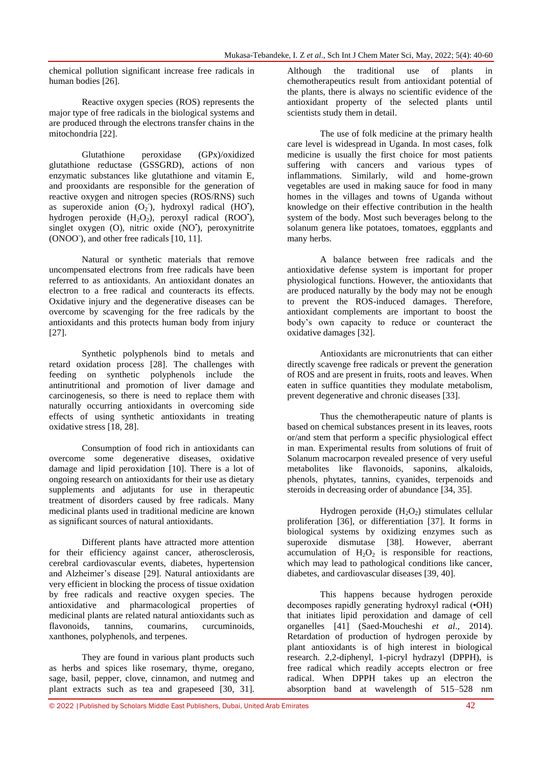chemical pollution significant increase free radicals in human bodies [26].

Reactive oxygen species (ROS) represents the major type of free radicals in the biological systems and are produced through the electrons transfer chains in the mitochondria [22].

Glutathione peroxidase (GPx)/oxidized glutathione reductase (GSSGRD), actions of non enzymatic substances like glutathione and vitamin E, and prooxidants are responsible for the generation of reactive oxygen and nitrogen species (ROS/RNS) such as superoxide anion ($O_2^-$), hydroxyl radical ($HO^\bullet$), hydrogen peroxide ($H_2O_2$), peroxyl radical ($ROO^\bullet$), singlet oxygen (O), nitric oxide ($NO^\bullet$), peroxynitrite ($ONOO^-$), and other free radicals [10, 11].

Natural or synthetic materials that remove uncompensated electrons from free radicals have been referred to as antioxidants. An antioxidant donates an electron to a free radical and counteracts its effects. Oxidative injury and the degenerative diseases can be overcome by scavenging for the free radicals by the antioxidants and this protects human body from injury [27].

Synthetic polyphenols bind to metals and retard oxidation process [28]. The challenges with feeding on synthetic polyphenols include the antinutritional and promotion of liver damage and carcinogenesis, so there is need to replace them with naturally occurring antioxidants in overcoming side effects of using synthetic antioxidants in treating oxidative stress [18, 28].

Consumption of food rich in antioxidants can overcome some degenerative diseases, oxidative damage and lipid peroxidation [10]. There is a lot of ongoing research on antioxidants for their use as dietary supplements and adjutants for use in therapeutic treatment of disorders caused by free radicals. Many medicinal plants used in traditional medicine are known as significant sources of natural antioxidants.

Different plants have attracted more attention for their efficiency against cancer, atherosclerosis, cerebral cardiovascular events, diabetes, hypertension and Alzheimer's disease [29]. Natural antioxidants are very efficient in blocking the process of tissue oxidation by free radicals and reactive oxygen species. The antioxidative and pharmacological properties of medicinal plants are related natural antioxidants such as flavonoids, tannins, coumarins, curcuminoids, xanthones, polyphenols, and terpenes.

They are found in various plant products such as herbs and spices like rosemary, thyme, oregano, sage, basil, pepper, clove, cinnamon, and nutmeg and plant extracts such as tea and grapeseed [30, 31]. Although the traditional use of plants in chemotherapeutics result from antioxidant potential of the plants, there is always no scientific evidence of the antioxidant property of the selected plants until scientists study them in detail.

The use of folk medicine at the primary health care level is widespread in Uganda. In most cases, folk medicine is usually the first choice for most patients suffering with cancers and various types of inflammations. Similarly, wild and home-grown vegetables are used in making sauce for food in many homes in the villages and towns of Uganda without knowledge on their effective contribution in the health system of the body. Most such beverages belong to the solanum genera like potatoes, tomatoes, eggplants and many herbs.

A balance between free radicals and the antioxidative defense system is important for proper physiological functions. However, the antioxidants that are produced naturally by the body may not be enough to prevent the ROS-induced damages. Therefore, antioxidant complements are important to boost the body's own capacity to reduce or counteract the oxidative damages [32].

Antioxidants are micronutrients that can either directly scavenge free radicals or prevent the generation of ROS and are present in fruits, roots and leaves. When eaten in suffice quantities they modulate metabolism, prevent degenerative and chronic diseases [33].

Thus the chemotherapeutic nature of plants is based on chemical substances present in its leaves, roots or/and stem that perform a specific physiological effect in man. Experimental results from solutions of fruit of Solanum macrocarpon revealed presence of very useful metabolites like flavonoids, saponins, alkaloids, phenols, phytates, tannins, cyanides, terpenoids and steroids in decreasing order of abundance [34, 35].

Hydrogen peroxide ($H_2O_2$) stimulates cellular proliferation [36], or differentiation [37]. It forms in biological systems by oxidizing enzymes such as superoxide dismutase [38]. However, aberrant accumulation of $H_2O_2$ is responsible for reactions, which may lead to pathological conditions like cancer, diabetes, and cardiovascular diseases [39, 40].

This happens because hydrogen peroxide decomposes rapidly generating hydroxyl radical (•OH) that initiates lipid peroxidation and damage of cell organelles [41] (Saed-Moucheshi *et al*., 2014). Retardation of production of hydrogen peroxide by plant antioxidants is of high interest in biological research. 2,2-diphenyl, 1-picryl hydrazyl (DPPH), is free radical which readily accepts electron or free radical. When DPPH takes up an electron the absorption band at wavelength of 515–528 nm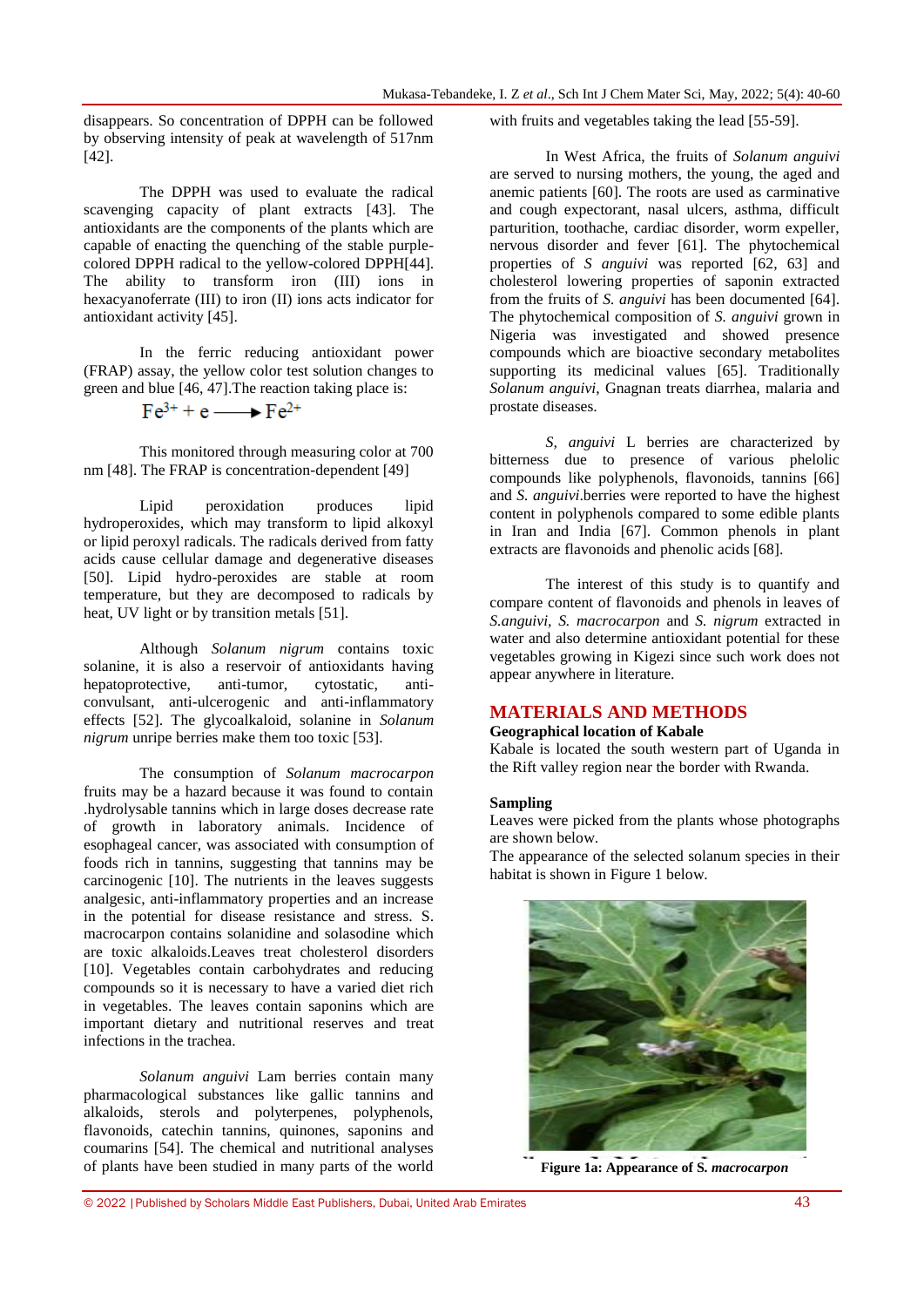disappears. So concentration of DPPH can be followed by observing intensity of peak at wavelength of 517nm [42].

The DPPH was used to evaluate the radical scavenging capacity of plant extracts [43]. The antioxidants are the components of the plants which are capable of enacting the quenching of the stable purple-colored DPPH radical to the yellow-colored DPPH[44]. The ability to transform iron (III) ions in hexacyanoferrate (III) to iron (II) ions acts indicator for antioxidant activity [45].

In the ferric reducing antioxidant power (FRAP) assay, the yellow color test solution changes to green and blue [46, 47].The reaction taking place is:

$$Fe^{3+} + e \longrightarrow Fe^{2+}$$

This monitored through measuring color at 700 nm [48]. The FRAP is concentration-dependent [49]

Lipid peroxidation produces lipid hydroperoxides, which may transform to lipid alkoxyl or lipid peroxyl radicals. The radicals derived from fatty acids cause cellular damage and degenerative diseases [50]. Lipid hydro-peroxides are stable at room temperature, but they are decomposed to radicals by heat, UV light or by transition metals [51].

Although *Solanum nigrum* contains toxic solanine, it is also a reservoir of antioxidants having hepatoprotective, anti-tumor, cytostatic, anti-convulsant, anti-ulcerogenic and anti-inflammatory effects [52]. The glycoalkaloid, solanine in *Solanum nigrum* unripe berries make them too toxic [53].

The consumption of *Solanum macrocarpon* fruits may be a hazard because it was found to contain .hydrolysable tannins which in large doses decrease rate of growth in laboratory animals. Incidence of esophageal cancer, was associated with consumption of foods rich in tannins, suggesting that tannins may be carcinogenic [10]. The nutrients in the leaves suggests analgesic, anti-inflammatory properties and an increase in the potential for disease resistance and stress. S. macrocarpon contains solanidine and solasodine which are toxic alkaloids.Leaves treat cholesterol disorders [10]. Vegetables contain carbohydrates and reducing compounds so it is necessary to have a varied diet rich in vegetables. The leaves contain saponins which are important dietary and nutritional reserves and treat infections in the trachea.

*Solanum anguivi* Lam berries contain many pharmacological substances like gallic tannins and alkaloids, sterols and polyterpenes, polyphenols, flavonoids, catechin tannins, quinones, saponins and coumarins [54]. The chemical and nutritional analyses of plants have been studied in many parts of the world with fruits and vegetables taking the lead [55-59].

In West Africa, the fruits of *Solanum anguivi* are served to nursing mothers, the young, the aged and anemic patients [60]. The roots are used as carminative and cough expectorant, nasal ulcers, asthma, difficult parturition, toothache, cardiac disorder, worm expeller, nervous disorder and fever [61]. The phytochemical properties of *S anguivi* was reported [62, 63] and cholesterol lowering properties of saponin extracted from the fruits of *S. anguivi* has been documented [64]. The phytochemical composition of *S. anguivi* grown in Nigeria was investigated and showed presence compounds which are bioactive secondary metabolites supporting its medicinal values [65]. Traditionally *Solanum anguivi*, Gnagnan treats diarrhea, malaria and prostate diseases.

*S, anguivi* L berries are characterized by bitterness due to presence of various phelolic compounds like polyphenols, flavonoids, tannins [66] and *S. anguivi*.berries were reported to have the highest content in polyphenols compared to some edible plants in Iran and India [67]. Common phenols in plant extracts are flavonoids and phenolic acids [68].

The interest of this study is to quantify and compare content of flavonoids and phenols in leaves of *S.anguivi, S. macrocarpon* and *S. nigrum* extracted in water and also determine antioxidant potential for these vegetables growing in Kigezi since such work does not appear anywhere in literature.

## MATERIALS AND METHODS

### Geographical location of Kabale

Kabale is located the south western part of Uganda in the Rift valley region near the border with Rwanda.

### Sampling

Leaves were picked from the plants whose photographs are shown below.

The appearance of the selected solanum species in their habitat is shown in Figure 1 below.

**Figure 1a: Appearance of S. *macrocarpon***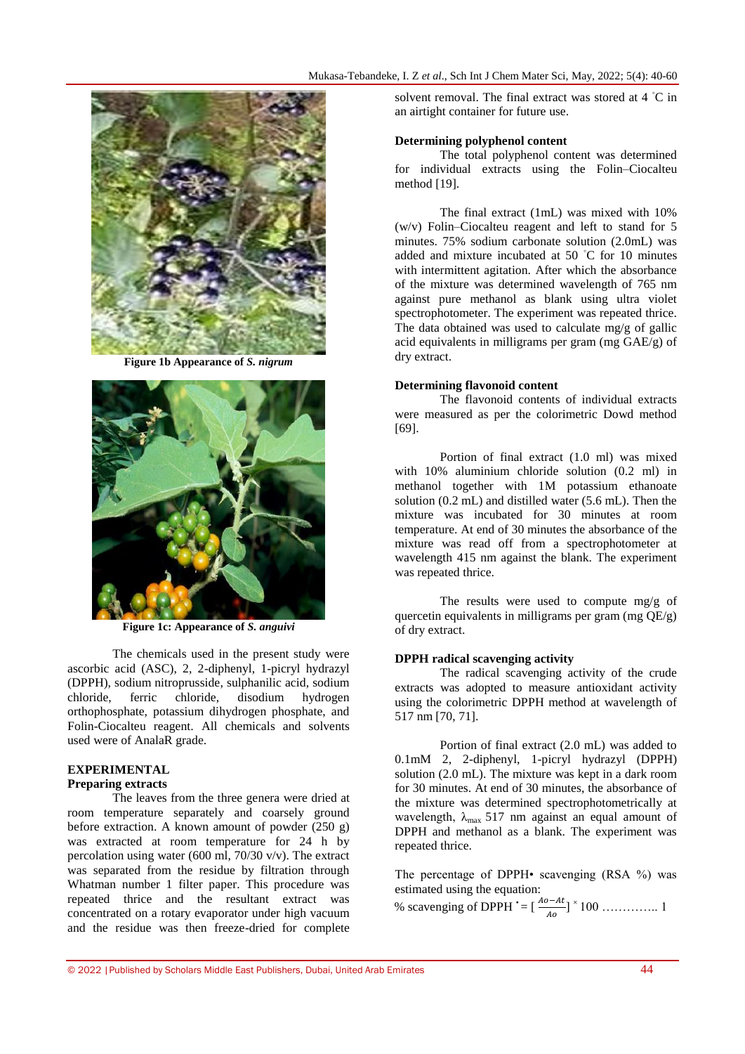Figure 1b Appearance of *S. nigrum*

Figure 1c: Appearance of *S. anguivi*

The chemicals used in the present study were ascorbic acid (ASC), 2, 2-diphenyl, 1-picryl hydrazyl (DPPH), sodium nitroprusside, sulphanilic acid, sodium chloride, ferric chloride, disodium hydrogen orthophosphate, potassium dihydrogen phosphate, and Folin-Ciocalteu reagent. All chemicals and solvents used were of AnalaR grade.

## EXPERIMENTAL

### Preparing extracts

The leaves from the three genera were dried at room temperature separately and coarsely ground before extraction. A known amount of powder (250 g) was extracted at room temperature for 24 h by percolation using water (600 ml, 70/30 v/v). The extract was separated from the residue by filtration through Whatman number 1 filter paper. This procedure was repeated thrice and the resultant extract was concentrated on a rotary evaporator under high vacuum and the residue was then freeze-dried for complete solvent removal. The final extract was stored at 4 ˚C in an airtight container for future use.

### Determining polyphenol content

The total polyphenol content was determined for individual extracts using the Folin–Ciocalteu method [19].

The final extract (1mL) was mixed with 10% (w/v) Folin–Ciocalteu reagent and left to stand for 5 minutes. 75% sodium carbonate solution (2.0mL) was added and mixture incubated at 50 ˚C for 10 minutes with intermittent agitation. After which the absorbance of the mixture was determined wavelength of 765 nm against pure methanol as blank using ultra violet spectrophotometer. The experiment was repeated thrice. The data obtained was used to calculate mg/g of gallic acid equivalents in milligrams per gram (mg GAE/g) of dry extract.

### Determining flavonoid content

The flavonoid contents of individual extracts were measured as per the colorimetric Dowd method [69].

Portion of final extract (1.0 ml) was mixed with 10% aluminium chloride solution (0.2 ml) in methanol together with 1M potassium ethanoate solution (0.2 mL) and distilled water (5.6 mL). Then the mixture was incubated for 30 minutes at room temperature. At end of 30 minutes the absorbance of the mixture was read off from a spectrophotometer at wavelength 415 nm against the blank. The experiment was repeated thrice.

The results were used to compute mg/g of quercetin equivalents in milligrams per gram (mg QE/g) of dry extract.

### DPPH radical scavenging activity

The radical scavenging activity of the crude extracts was adopted to measure antioxidant activity using the colorimetric DPPH method at wavelength of 517 nm [70, 71].

Portion of final extract (2.0 mL) was added to 0.1mM 2, 2-diphenyl, 1-picryl hydrazyl (DPPH) solution (2.0 mL). The mixture was kept in a dark room for 30 minutes. At end of 30 minutes, the absorbance of the mixture was determined spectrophotometrically at wavelength, $\lambda_{max}$ 517 nm against an equal amount of DPPH and methanol as a blank. The experiment was repeated thrice.

The percentage of DPPH• scavenging (RSA %) was estimated using the equation:

$$\%\text{ scavenging of DPPH}^{\bullet} = \left[\frac{Ao - At}{Ao}\right] \times 100 \quad \ldots\ldots\ldots\ldots\ 1$$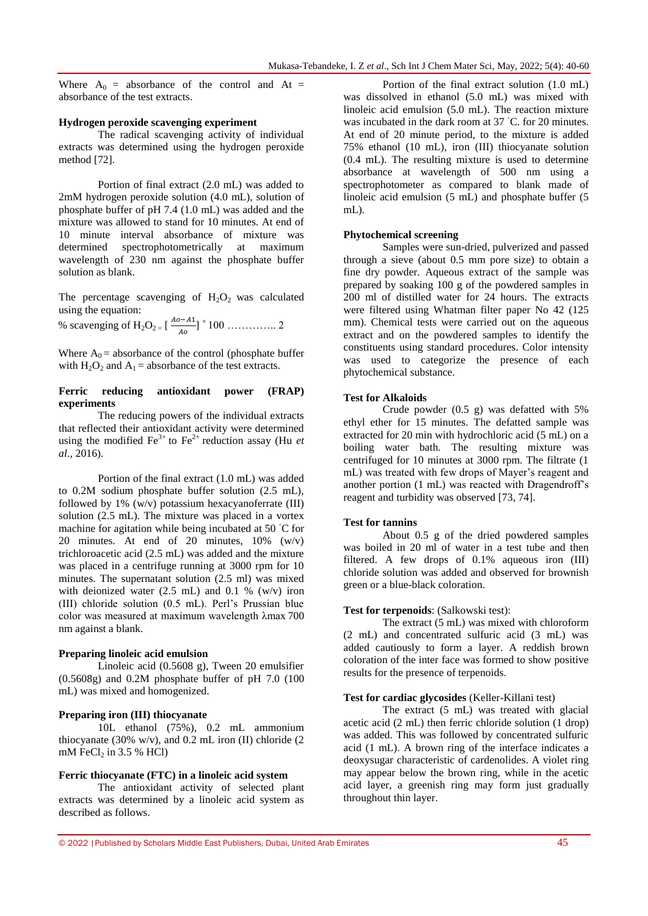Where $A_0$ = absorbance of the control and At = absorbance of the test extracts.

**Hydrogen peroxide scavenging experiment**

The radical scavenging activity of individual extracts was determined using the hydrogen peroxide method [72].

Portion of final extract (2.0 mL) was added to 2mM hydrogen peroxide solution (4.0 mL), solution of phosphate buffer of pH 7.4 (1.0 mL) was added and the mixture was allowed to stand for 10 minutes. At end of 10 minute interval absorbance of mixture was determined spectrophotometrically at maximum wavelength of 230 nm against the phosphate buffer solution as blank.

The percentage scavenging of $H_2O_2$ was calculated using the equation:

$$\% \text{ scavenging of } H_2O_2 = [\frac{Ao-A1}{Ao}] \times 100 \text{ ………….. 2}$$

Where $A_0$ = absorbance of the control (phosphate buffer with $H_2O_2$ and $A_1$ = absorbance of the test extracts.

**Ferric reducing antioxidant power (FRAP) experiments**

The reducing powers of the individual extracts that reflected their antioxidant activity were determined using the modified $Fe^{3+}$ to $Fe^{2+}$ reduction assay (Hu *et al*., 2016).

Portion of the final extract (1.0 mL) was added to 0.2M sodium phosphate buffer solution (2.5 mL), followed by 1% (w/v) potassium hexacyanoferrate (III) solution (2.5 mL). The mixture was placed in a vortex machine for agitation while being incubated at 50 ˚C for 20 minutes. At end of 20 minutes, 10% (w/v) trichloroacetic acid (2.5 mL) was added and the mixture was placed in a centrifuge running at 3000 rpm for 10 minutes. The supernatant solution (2.5 ml) was mixed with deionized water (2.5 mL) and 0.1 % (w/v) iron (III) chloride solution (0.5 mL). Perl's Prussian blue color was measured at maximum wavelength λmax 700 nm against a blank.

**Preparing linoleic acid emulsion**

Linoleic acid (0.5608 g), Tween 20 emulsifier (0.5608g) and 0.2M phosphate buffer of pH 7.0 (100 mL) was mixed and homogenized.

**Preparing iron (III) thiocyanate**

10L ethanol (75%), 0.2 mL ammonium thiocyanate (30% w/v), and 0.2 mL iron (II) chloride (2 mM $FeCl_2$ in 3.5 % HCl)

**Ferric thiocyanate (FTC) in a linoleic acid system**

The antioxidant activity of selected plant extracts was determined by a linoleic acid system as described as follows.

Portion of the final extract solution (1.0 mL) was dissolved in ethanol (5.0 mL) was mixed with linoleic acid emulsion (5.0 mL). The reaction mixture was incubated in the dark room at 37 ˚C. for 20 minutes. At end of 20 minute period, to the mixture is added 75% ethanol (10 mL), iron (III) thiocyanate solution (0.4 mL). The resulting mixture is used to determine absorbance at wavelength of 500 nm using a spectrophotometer as compared to blank made of linoleic acid emulsion (5 mL) and phosphate buffer (5 mL).

**Phytochemical screening**

Samples were sun-dried, pulverized and passed through a sieve (about 0.5 mm pore size) to obtain a fine dry powder. Aqueous extract of the sample was prepared by soaking 100 g of the powdered samples in 200 ml of distilled water for 24 hours. The extracts were filtered using Whatman filter paper No 42 (125 mm). Chemical tests were carried out on the aqueous extract and on the powdered samples to identify the constituents using standard procedures. Color intensity was used to categorize the presence of each phytochemical substance.

**Test for Alkaloids**

Crude powder (0.5 g) was defatted with 5% ethyl ether for 15 minutes. The defatted sample was extracted for 20 min with hydrochloric acid (5 mL) on a boiling water bath. The resulting mixture was centrifuged for 10 minutes at 3000 rpm. The filtrate (1 mL) was treated with few drops of Mayer's reagent and another portion (1 mL) was reacted with Dragendroff's reagent and turbidity was observed [73, 74].

**Test for tannins**

About 0.5 g of the dried powdered samples was boiled in 20 ml of water in a test tube and then filtered. A few drops of 0.1% aqueous iron (III) chloride solution was added and observed for brownish green or a blue-black coloration.

**Test for terpenoids**: (Salkowski test):

The extract (5 mL) was mixed with chloroform (2 mL) and concentrated sulfuric acid (3 mL) was added cautiously to form a layer. A reddish brown coloration of the inter face was formed to show positive results for the presence of terpenoids.

**Test for cardiac glycosides** (Keller-Killani test)

The extract (5 mL) was treated with glacial acetic acid (2 mL) then ferric chloride solution (1 drop) was added. This was followed by concentrated sulfuric acid (1 mL). A brown ring of the interface indicates a deoxysugar characteristic of cardenolides. A violet ring may appear below the brown ring, while in the acetic acid layer, a greenish ring may form just gradually throughout thin layer.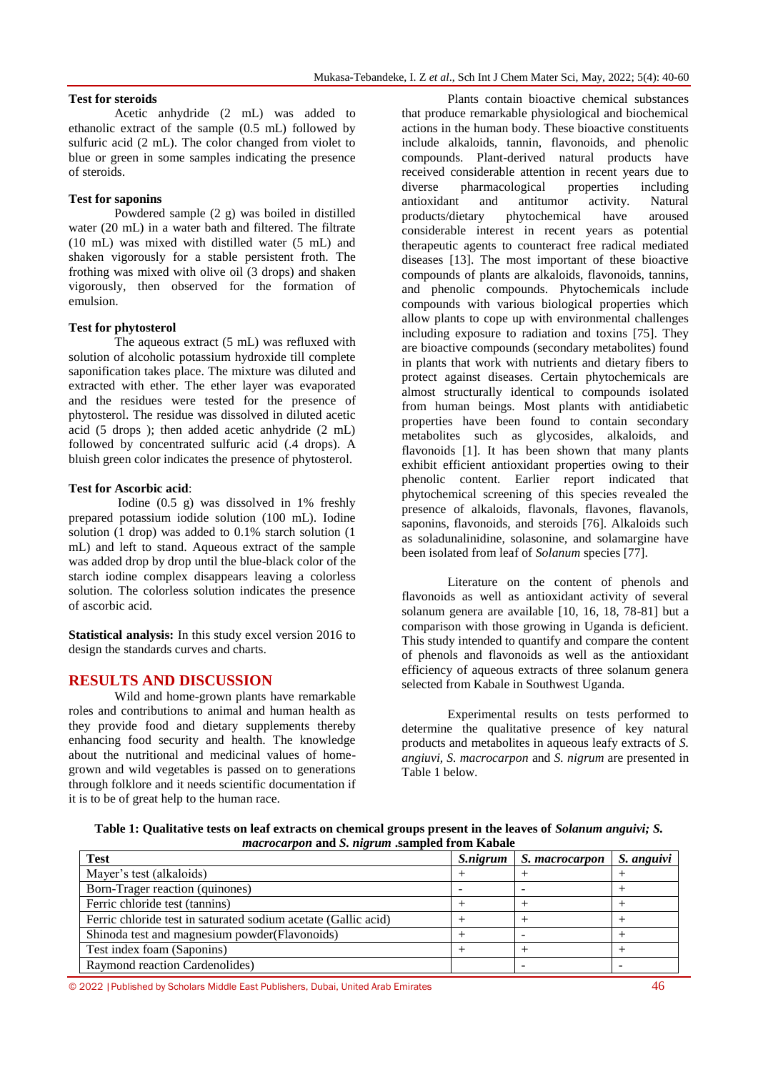### Test for steroids

Acetic anhydride (2 mL) was added to ethanolic extract of the sample (0.5 mL) followed by sulfuric acid (2 mL). The color changed from violet to blue or green in some samples indicating the presence of steroids.

### Test for saponins

Powdered sample (2 g) was boiled in distilled water (20 mL) in a water bath and filtered. The filtrate (10 mL) was mixed with distilled water (5 mL) and shaken vigorously for a stable persistent froth. The frothing was mixed with olive oil (3 drops) and shaken vigorously, then observed for the formation of emulsion.

### Test for phytosterol

The aqueous extract (5 mL) was refluxed with solution of alcoholic potassium hydroxide till complete saponification takes place. The mixture was diluted and extracted with ether. The ether layer was evaporated and the residues were tested for the presence of phytosterol. The residue was dissolved in diluted acetic acid (5 drops ); then added acetic anhydride (2 mL) followed by concentrated sulfuric acid (.4 drops). A bluish green color indicates the presence of phytosterol.

### Test for Ascorbic acid:

Iodine (0.5 g) was dissolved in 1% freshly prepared potassium iodide solution (100 mL). Iodine solution (1 drop) was added to 0.1% starch solution (1 mL) and left to stand. Aqueous extract of the sample was added drop by drop until the blue-black color of the starch iodine complex disappears leaving a colorless solution. The colorless solution indicates the presence of ascorbic acid.

**Statistical analysis:** In this study excel version 2016 to design the standards curves and charts.

## RESULTS AND DISCUSSION

Wild and home-grown plants have remarkable roles and contributions to animal and human health as they provide food and dietary supplements thereby enhancing food security and health. The knowledge about the nutritional and medicinal values of home-grown and wild vegetables is passed on to generations through folklore and it needs scientific documentation if it is to be of great help to the human race.

Plants contain bioactive chemical substances that produce remarkable physiological and biochemical actions in the human body. These bioactive constituents include alkaloids, tannin, flavonoids, and phenolic compounds. Plant-derived natural products have received considerable attention in recent years due to diverse pharmacological properties including antioxidant and antitumor activity. Natural products/dietary phytochemical have aroused considerable interest in recent years as potential therapeutic agents to counteract free radical mediated diseases [13]. The most important of these bioactive compounds of plants are alkaloids, flavonoids, tannins, and phenolic compounds. Phytochemicals include compounds with various biological properties which allow plants to cope up with environmental challenges including exposure to radiation and toxins [75]. They are bioactive compounds (secondary metabolites) found in plants that work with nutrients and dietary fibers to protect against diseases. Certain phytochemicals are almost structurally identical to compounds isolated from human beings. Most plants with antidiabetic properties have been found to contain secondary metabolites such as glycosides, alkaloids, and flavonoids [1]. It has been shown that many plants exhibit efficient antioxidant properties owing to their phenolic content. Earlier report indicated that phytochemical screening of this species revealed the presence of alkaloids, flavonals, flavones, flavanols, saponins, flavonoids, and steroids [76]. Alkaloids such as soladunalinidine, solasonine, and solamargine have been isolated from leaf of *Solanum* species [77].

Literature on the content of phenols and flavonoids as well as antioxidant activity of several solanum genera are available [10, 16, 18, 78-81] but a comparison with those growing in Uganda is deficient. This study intended to quantify and compare the content of phenols and flavonoids as well as the antioxidant efficiency of aqueous extracts of three solanum genera selected from Kabale in Southwest Uganda.

Experimental results on tests performed to determine the qualitative presence of key natural products and metabolites in aqueous leafy extracts of *S. angiuvi, S. macrocarpon* and *S. nigrum* are presented in Table 1 below.

**Table 1: Qualitative tests on leaf extracts on chemical groups present in the leaves of *Solanum anguivi; S. macrocarpon* and *S. nigrum* .sampled from Kabale**

| Test | *S.nigrum* | *S. macrocarpon* | *S. anguivi* |
|---|---|---|---|
| Mayer's test (alkaloids) | + | + | + |
| Born-Trager reaction (quinones) | - | - | + |
| Ferric chloride test (tannins) | + | + | + |
| Ferric chloride test in saturated sodium acetate (Gallic acid) | + | + | + |
| Shinoda test and magnesium powder(Flavonoids) | + | - | + |
| Test index foam (Saponins) | + | + | + |
| Raymond reaction Cardenolides) | | - | - |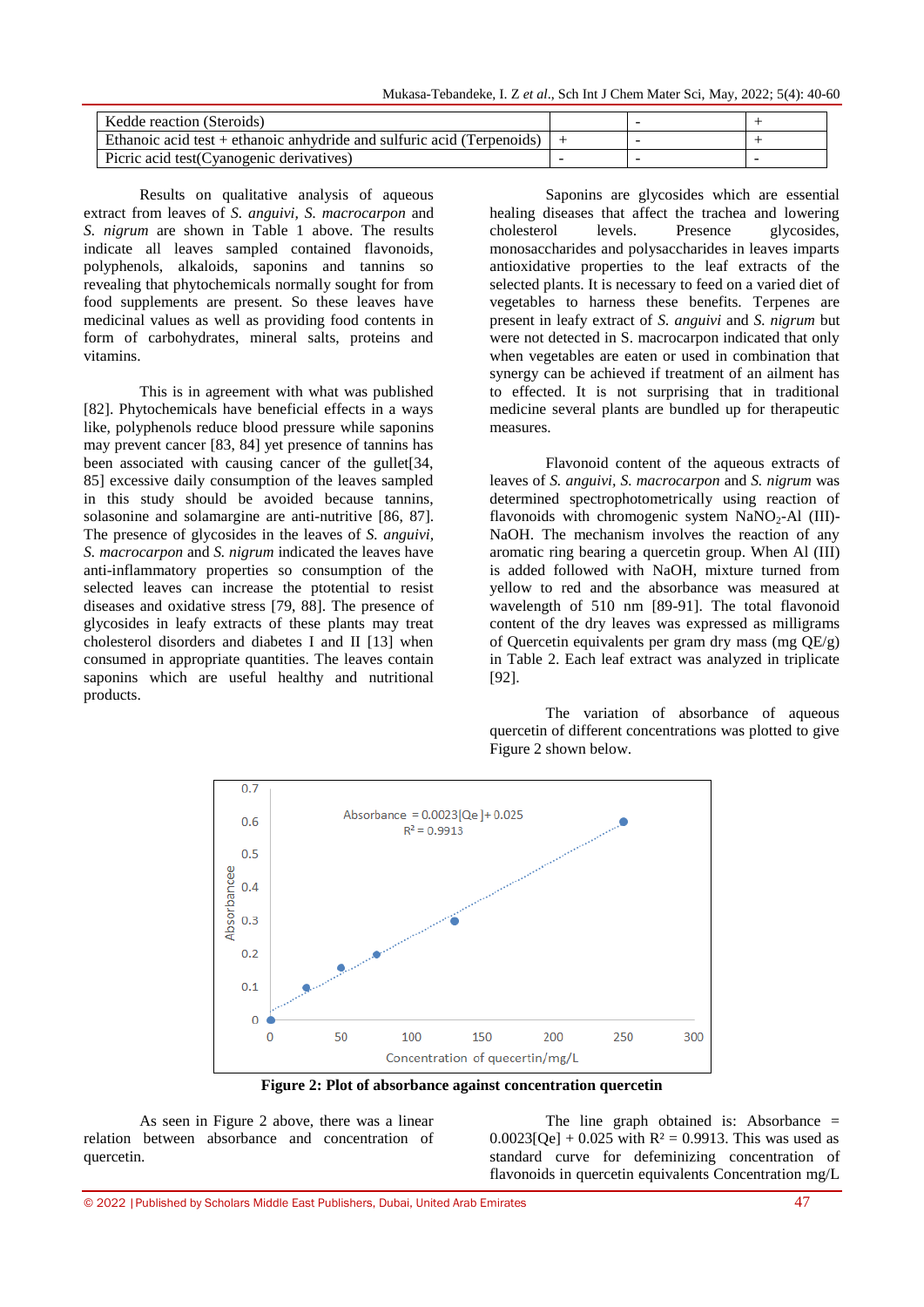| Kedde reaction (Steroids) | | - | + |
|---|---|---|---|
| Ethanoic acid test + ethanoic anhydride and sulfuric acid (Terpenoids) | + | - | + |
| Picric acid test(Cyanogenic derivatives) | - | - | - |

Results on qualitative analysis of aqueous extract from leaves of *S. anguivi, S. macrocarpon* and *S. nigrum* are shown in Table 1 above. The results indicate all leaves sampled contained flavonoids, polyphenols, alkaloids, saponins and tannins so revealing that phytochemicals normally sought for from food supplements are present. So these leaves have medicinal values as well as providing food contents in form of carbohydrates, mineral salts, proteins and vitamins.

This is in agreement with what was published [82]. Phytochemicals have beneficial effects in a ways like, polyphenols reduce blood pressure while saponins may prevent cancer [83, 84] yet presence of tannins has been associated with causing cancer of the gullet[34, 85] excessive daily consumption of the leaves sampled in this study should be avoided because tannins, solasonine and solamargine are anti-nutritive [86, 87]. The presence of glycosides in the leaves of *S. anguivi, S. macrocarpon* and *S. nigrum* indicated the leaves have anti-inflammatory properties so consumption of the selected leaves can increase the ptotential to resist diseases and oxidative stress [79, 88]. The presence of glycosides in leafy extracts of these plants may treat cholesterol disorders and diabetes I and II [13] when consumed in appropriate quantities. The leaves contain saponins which are useful healthy and nutritional products.

Saponins are glycosides which are essential healing diseases that affect the trachea and lowering cholesterol levels. Presence glycosides, monosaccharides and polysaccharides in leaves imparts antioxidative properties to the leaf extracts of the selected plants. It is necessary to feed on a varied diet of vegetables to harness these benefits. Terpenes are present in leafy extract of *S. anguivi* and *S. nigrum* but were not detected in S. macrocarpon indicated that only when vegetables are eaten or used in combination that synergy can be achieved if treatment of an ailment has to effected. It is not surprising that in traditional medicine several plants are bundled up for therapeutic measures.

Flavonoid content of the aqueous extracts of leaves of *S. anguivi, S. macrocarpon* and *S. nigrum* was determined spectrophotometrically using reaction of flavonoids with chromogenic system $NaNO_2$-Al (III)-NaOH. The mechanism involves the reaction of any aromatic ring bearing a quercetin group. When Al (III) is added followed with NaOH, mixture turned from yellow to red and the absorbance was measured at wavelength of 510 nm [89-91]. The total flavonoid content of the dry leaves was expressed as milligrams of Quercetin equivalents per gram dry mass (mg QE/g) in Table 2. Each leaf extract was analyzed in triplicate [92].

The variation of absorbance of aqueous quercetin of different concentrations was plotted to give Figure 2 shown below.

**Figure 2: Plot of absorbance against concentration quercetin**

As seen in Figure 2 above, there was a linear relation between absorbance and concentration of quercetin.

The line graph obtained is: Absorbance = 0.0023[Qe] + 0.025 with $R^2$ = 0.9913. This was used as standard curve for defeminizing concentration of flavonoids in quercetin equivalents Concentration mg/L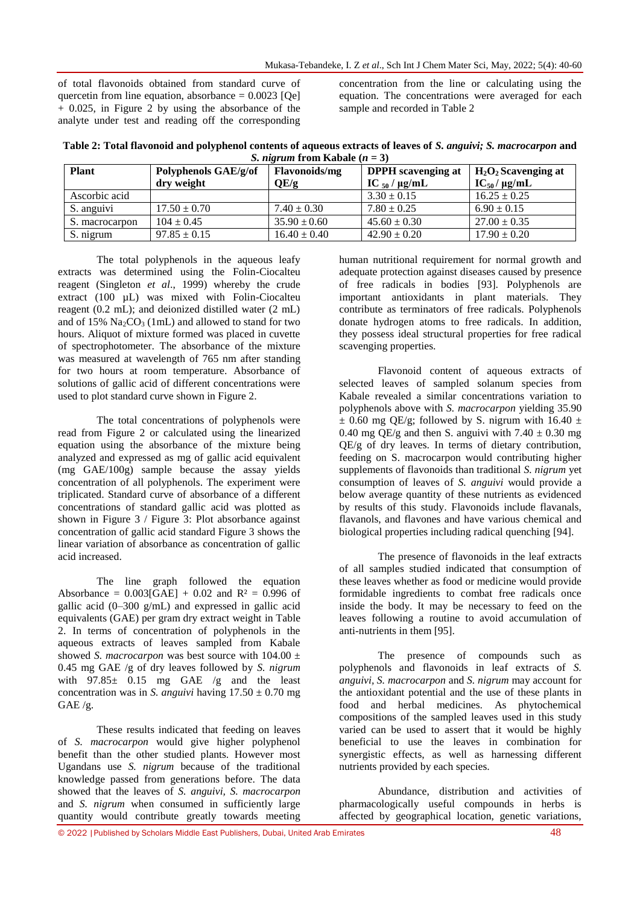of total flavonoids obtained from standard curve of quercetin from line equation, absorbance = 0.0023 [Qe] + 0.025, in Figure 2 by using the absorbance of the analyte under test and reading off the corresponding concentration from the line or calculating using the equation. The concentrations were averaged for each sample and recorded in Table 2

**Table 2: Total flavonoid and polyphenol contents of aqueous extracts of leaves of *S. anguivi; S. macrocarpon* and *S. nigrum* from Kabale ($n = 3$)**

| Plant | Polyphenols GAE/g/of dry weight | Flavonoids/mg QE/g | DPPH scavenging at $IC_{50}$ / μg/mL | $H_2O_2$ Scavenging at $IC_{50}$ / μg/mL |
|---|---|---|---|---|
| Ascorbic acid | | | 3.30 ± 0.15 | 16.25 ± 0.25 |
| S. anguivi | 17.50 ± 0.70 | 7.40 ± 0.30 | 7.80 ± 0.25 | 6.90 ± 0.15 |
| S. macrocarpon | 104 ± 0.45 | 35.90 ± 0.60 | 45.60 ± 0.30 | 27.00 ± 0.35 |
| S. nigrum | 97.85 ± 0.15 | 16.40 ± 0.40 | 42.90 ± 0.20 | 17.90 ± 0.20 |

The total polyphenols in the aqueous leafy extracts was determined using the Folin-Ciocalteu reagent (Singleton *et al*., 1999) whereby the crude extract (100 µL) was mixed with Folin-Ciocalteu reagent (0.2 mL); and deionized distilled water (2 mL) and of 15% $Na_2CO_3$ (1mL) and allowed to stand for two hours. Aliquot of mixture formed was placed in cuvette of spectrophotometer. The absorbance of the mixture was measured at wavelength of 765 nm after standing for two hours at room temperature. Absorbance of solutions of gallic acid of different concentrations were used to plot standard curve shown in Figure 2.

The total concentrations of polyphenols were read from Figure 2 or calculated using the linearized equation using the absorbance of the mixture being analyzed and expressed as mg of gallic acid equivalent (mg GAE/100g) sample because the assay yields concentration of all polyphenols. The experiment were triplicated. Standard curve of absorbance of a different concentrations of standard gallic acid was plotted as shown in Figure 3 / Figure 3: Plot absorbance against concentration of gallic acid standard Figure 3 shows the linear variation of absorbance as concentration of gallic acid increased.

The line graph followed the equation Absorbance = 0.003[GAE] + 0.02 and $R^2 = 0.996$ of gallic acid (0–300 g/mL) and expressed in gallic acid equivalents (GAE) per gram dry extract weight in Table 2. In terms of concentration of polyphenols in the aqueous extracts of leaves sampled from Kabale showed *S. macrocarpon* was best source with 104.00 ± 0.45 mg GAE /g of dry leaves followed by *S. nigrum* with 97.85± 0.15 mg GAE /g and the least concentration was in *S. anguivi* having 17.50 ± 0.70 mg GAE /g.

These results indicated that feeding on leaves of *S. macrocarpon* would give higher polyphenol benefit than the other studied plants. However most Ugandans use *S. nigrum* because of the traditional knowledge passed from generations before. The data showed that the leaves of *S. anguivi, S. macrocarpon* and *S. nigrum* when consumed in sufficiently large quantity would contribute greatly towards meeting human nutritional requirement for normal growth and adequate protection against diseases caused by presence of free radicals in bodies [93]. Polyphenols are important antioxidants in plant materials. They contribute as terminators of free radicals. Polyphenols donate hydrogen atoms to free radicals. In addition, they possess ideal structural properties for free radical scavenging properties.

Flavonoid content of aqueous extracts of selected leaves of sampled solanum species from Kabale revealed a similar concentrations variation to polyphenols above with *S. macrocarpon* yielding 35.90 ± 0.60 mg QE/g; followed by S. nigrum with 16.40 ± 0.40 mg QE/g and then S. anguivi with 7.40 ± 0.30 mg QE/g of dry leaves. In terms of dietary contribution, feeding on S. macrocarpon would contributing higher supplements of flavonoids than traditional *S. nigrum* yet consumption of leaves of *S. anguivi* would provide a below average quantity of these nutrients as evidenced by results of this study. Flavonoids include flavanals, flavanols, and flavones and have various chemical and biological properties including radical quenching [94].

The presence of flavonoids in the leaf extracts of all samples studied indicated that consumption of these leaves whether as food or medicine would provide formidable ingredients to combat free radicals once inside the body. It may be necessary to feed on the leaves following a routine to avoid accumulation of anti-nutrients in them [95].

The presence of compounds such as polyphenols and flavonoids in leaf extracts of *S. anguivi*, *S. macrocarpon* and *S. nigrum* may account for the antioxidant potential and the use of these plants in food and herbal medicines. As phytochemical compositions of the sampled leaves used in this study varied can be used to assert that it would be highly beneficial to use the leaves in combination for synergistic effects, as well as harnessing different nutrients provided by each species.

Abundance, distribution and activities of pharmacologically useful compounds in herbs is affected by geographical location, genetic variations,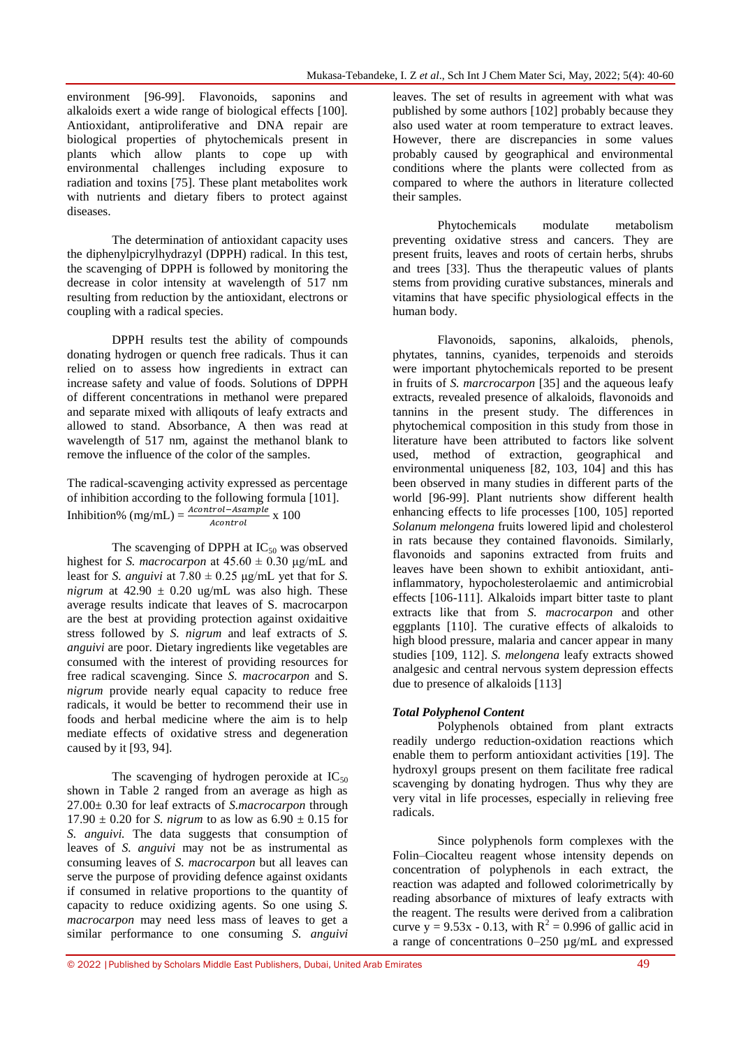environment [96-99]. Flavonoids, saponins and alkaloids exert a wide range of biological effects [100]. Antioxidant, antiproliferative and DNA repair are biological properties of phytochemicals present in plants which allow plants to cope up with environmental challenges including exposure to radiation and toxins [75]. These plant metabolites work with nutrients and dietary fibers to protect against diseases.

The determination of antioxidant capacity uses the diphenylpicrylhydrazyl (DPPH) radical. In this test, the scavenging of DPPH is followed by monitoring the decrease in color intensity at wavelength of 517 nm resulting from reduction by the antioxidant, electrons or coupling with a radical species.

DPPH results test the ability of compounds donating hydrogen or quench free radicals. Thus it can relied on to assess how ingredients in extract can increase safety and value of foods. Solutions of DPPH of different concentrations in methanol were prepared and separate mixed with alliqouts of leafy extracts and allowed to stand. Absorbance, A then was read at wavelength of 517 nm, against the methanol blank to remove the influence of the color of the samples.

The radical-scavenging activity expressed as percentage of inhibition according to the following formula [101].

$$\text{Inhibition\% (mg/mL)} = \frac{A_{control} - A_{sample}}{A_{control}} \times 100$$

The scavenging of DPPH at $IC_{50}$ was observed highest for *S. macrocarpon* at $45.60 \pm 0.30$ µg/mL and least for *S. anguivi* at $7.80 \pm 0.25$ µg/mL yet that for *S. nigrum* at $42.90 \pm 0.20$ ug/mL was also high. These average results indicate that leaves of S. macrocarpon are the best at providing protection against oxidaitive stress followed by *S. nigrum* and leaf extracts of *S. anguivi* are poor. Dietary ingredients like vegetables are consumed with the interest of providing resources for free radical scavenging. Since *S. macrocarpon* and S. *nigrum* provide nearly equal capacity to reduce free radicals, it would be better to recommend their use in foods and herbal medicine where the aim is to help mediate effects of oxidative stress and degeneration caused by it [93, 94].

The scavenging of hydrogen peroxide at $IC_{50}$ shown in Table 2 ranged from an average as high as $27.00 \pm 0.30$ for leaf extracts of *S.macrocarpon* through $17.90 \pm 0.20$ for *S. nigrum* to as low as $6.90 \pm 0.15$ for *S. anguivi.* The data suggests that consumption of leaves of *S. anguivi* may not be as instrumental as consuming leaves of *S. macrocarpon* but all leaves can serve the purpose of providing defence against oxidants if consumed in relative proportions to the quantity of capacity to reduce oxidizing agents. So one using *S. macrocarpon* may need less mass of leaves to get a similar performance to one consuming *S. anguivi* leaves. The set of results in agreement with what was published by some authors [102] probably because they also used water at room temperature to extract leaves. However, there are discrepancies in some values probably caused by geographical and environmental conditions where the plants were collected from as compared to where the authors in literature collected their samples.

Phytochemicals modulate metabolism preventing oxidative stress and cancers. They are present fruits, leaves and roots of certain herbs, shrubs and trees [33]. Thus the therapeutic values of plants stems from providing curative substances, minerals and vitamins that have specific physiological effects in the human body.

Flavonoids, saponins, alkaloids, phenols, phytates, tannins, cyanides, terpenoids and steroids were important phytochemicals reported to be present in fruits of *S. marcrocarpon* [35] and the aqueous leafy extracts, revealed presence of alkaloids, flavonoids and tannins in the present study. The differences in phytochemical composition in this study from those in literature have been attributed to factors like solvent used, method of extraction, geographical and environmental uniqueness [82, 103, 104] and this has been observed in many studies in different parts of the world [96-99]. Plant nutrients show different health enhancing effects to life processes [100, 105] reported *Solanum melongena* fruits lowered lipid and cholesterol in rats because they contained flavonoids. Similarly, flavonoids and saponins extracted from fruits and leaves have been shown to exhibit antioxidant, anti-inflammatory, hypocholesterolaemic and antimicrobial effects [106-111]. Alkaloids impart bitter taste to plant extracts like that from *S. macrocarpon* and other eggplants [110]. The curative effects of alkaloids to high blood pressure, malaria and cancer appear in many studies [109, 112]. *S. melongena* leafy extracts showed analgesic and central nervous system depression effects due to presence of alkaloids [113]

### *Total Polyphenol Content*

Polyphenols obtained from plant extracts readily undergo reduction-oxidation reactions which enable them to perform antioxidant activities [19]. The hydroxyl groups present on them facilitate free radical scavenging by donating hydrogen. Thus why they are very vital in life processes, especially in relieving free radicals.

Since polyphenols form complexes with the Folin–Ciocalteu reagent whose intensity depends on concentration of polyphenols in each extract, the reaction was adapted and followed colorimetrically by reading absorbance of mixtures of leafy extracts with the reagent. The results were derived from a calibration curve $y = 9.53x - 0.13$, with $R^2 = 0.996$ of gallic acid in a range of concentrations 0–250 µg/mL and expressed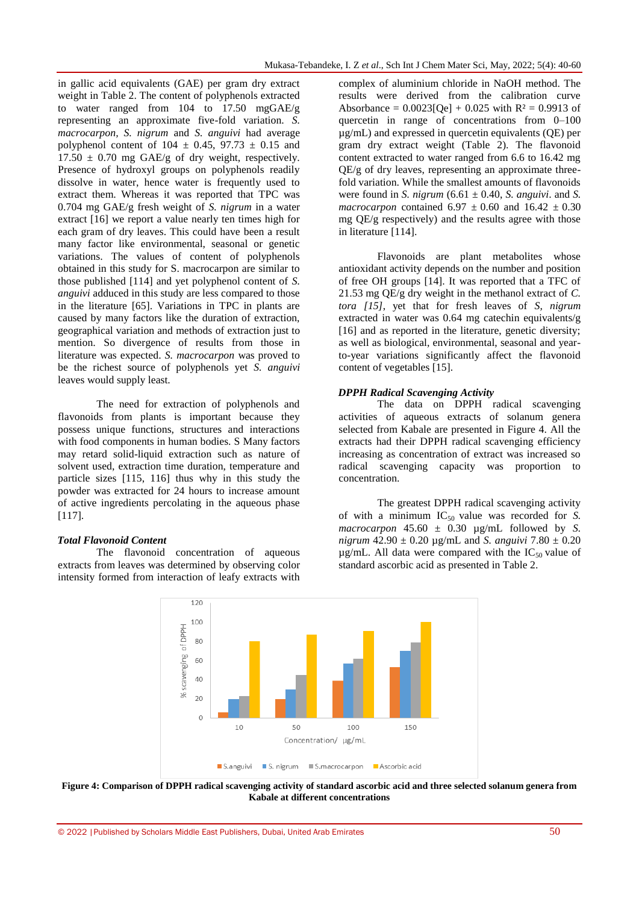in gallic acid equivalents (GAE) per gram dry extract weight in Table 2. The content of polyphenols extracted to water ranged from 104 to 17.50 mgGAE/g representing an approximate five-fold variation. *S. macrocarpon*, *S. nigrum* and *S. anguivi* had average polyphenol content of 104 ± 0.45, 97.73 ± 0.15 and 17.50 ± 0.70 mg GAE/g of dry weight, respectively. Presence of hydroxyl groups on polyphenols readily dissolve in water, hence water is frequently used to extract them. Whereas it was reported that TPC was 0.704 mg GAE/g fresh weight of *S. nigrum* in a water extract [16] we report a value nearly ten times high for each gram of dry leaves. This could have been a result many factor like environmental, seasonal or genetic variations. The values of content of polyphenols obtained in this study for S. macrocarpon are similar to those published [114] and yet polyphenol content of *S. anguivi* adduced in this study are less compared to those in the literature [65]. Variations in TPC in plants are caused by many factors like the duration of extraction, geographical variation and methods of extraction just to mention. So divergence of results from those in literature was expected. *S. macrocarpon* was proved to be the richest source of polyphenols yet *S. anguivi* leaves would supply least.

The need for extraction of polyphenols and flavonoids from plants is important because they possess unique functions, structures and interactions with food components in human bodies. S Many factors may retard solid-liquid extraction such as nature of solvent used, extraction time duration, temperature and particle sizes [115, 116] thus why in this study the powder was extracted for 24 hours to increase amount of active ingredients percolating in the aqueous phase [117].

***Total Flavonoid Content***

The flavonoid concentration of aqueous extracts from leaves was determined by observing color intensity formed from interaction of leafy extracts with complex of aluminium chloride in NaOH method. The results were derived from the calibration curve Absorbance = 0.0023[Qe] + 0.025 with $R^2 = 0.9913$ of quercetin in range of concentrations from 0–100 µg/mL) and expressed in quercetin equivalents (QE) per gram dry extract weight (Table 2). The flavonoid content extracted to water ranged from 6.6 to 16.42 mg QE/g of dry leaves, representing an approximate three-fold variation. While the smallest amounts of flavonoids were found in *S. nigrum* (6.61 ± 0.40, *S. anguivi*. and *S. macrocarpon* contained 6.97 ± 0.60 and 16.42 ± 0.30 mg QE/g respectively) and the results agree with those in literature [114].

Flavonoids are plant metabolites whose antioxidant activity depends on the number and position of free OH groups [14]. It was reported that a TFC of 21.53 mg QE/g dry weight in the methanol extract of *C. tora [15]*, yet that for fresh leaves of *S, nigrum* extracted in water was 0.64 mg catechin equivalents/g [16] and as reported in the literature, genetic diversity; as well as biological, environmental, seasonal and year-to-year variations significantly affect the flavonoid content of vegetables [15].

***DPPH Radical Scavenging Activity***

The data on DPPH radical scavenging activities of aqueous extracts of solanum genera selected from Kabale are presented in Figure 4. All the extracts had their DPPH radical scavenging efficiency increasing as concentration of extract was increased so radical scavenging capacity was proportion to concentration.

The greatest DPPH radical scavenging activity of with a minimum $IC_{50}$ value was recorded for *S. macrocarpon* 45.60 ± 0.30 µg/mL followed by *S. nigrum* 42.90 ± 0.20 µg/mL and *S. anguivi* 7.80 ± 0.20 µg/mL. All data were compared with the $IC_{50}$ value of standard ascorbic acid as presented in Table 2.

**Figure 4: Comparison of DPPH radical scavenging activity of standard ascorbic acid and three selected solanum genera from Kabale at different concentrations**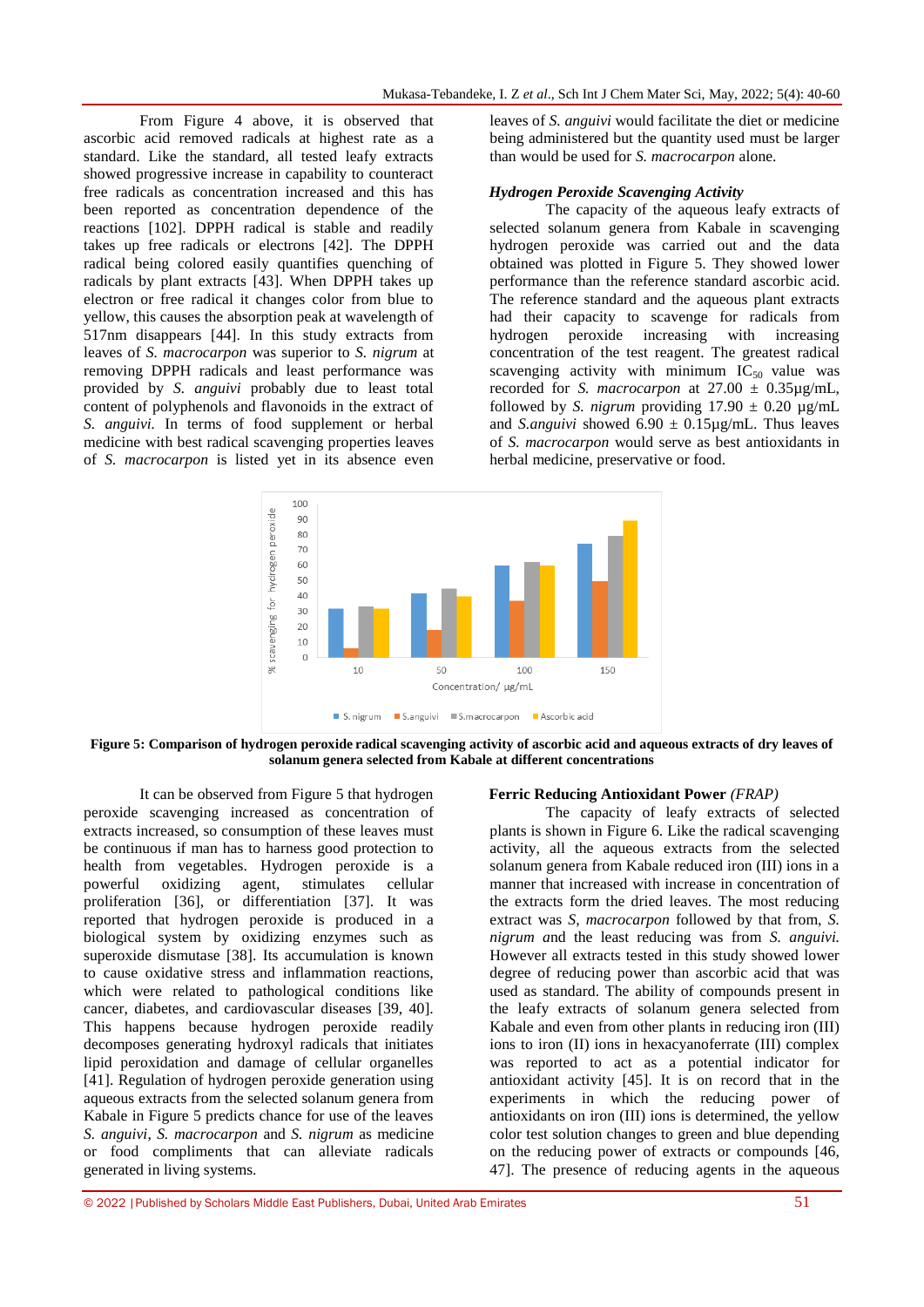From Figure 4 above, it is observed that ascorbic acid removed radicals at highest rate as a standard. Like the standard, all tested leafy extracts showed progressive increase in capability to counteract free radicals as concentration increased and this has been reported as concentration dependence of the reactions [102]. DPPH radical is stable and readily takes up free radicals or electrons [42]. The DPPH radical being colored easily quantifies quenching of radicals by plant extracts [43]. When DPPH takes up electron or free radical it changes color from blue to yellow, this causes the absorption peak at wavelength of 517nm disappears [44]. In this study extracts from leaves of *S. macrocarpon* was superior to *S. nigrum* at removing DPPH radicals and least performance was provided by *S. anguivi* probably due to least total content of polyphenols and flavonoids in the extract of *S. anguivi.* In terms of food supplement or herbal medicine with best radical scavenging properties leaves of *S. macrocarpon* is listed yet in its absence even leaves of *S. anguivi* would facilitate the diet or medicine being administered but the quantity used must be larger than would be used for *S. macrocarpon* alone.

### *Hydrogen Peroxide Scavenging Activity*

The capacity of the aqueous leafy extracts of selected solanum genera from Kabale in scavenging hydrogen peroxide was carried out and the data obtained was plotted in Figure 5. They showed lower performance than the reference standard ascorbic acid. The reference standard and the aqueous plant extracts had their capacity to scavenge for radicals from hydrogen peroxide increasing with increasing concentration of the test reagent. The greatest radical scavenging activity with minimum $IC_{50}$ value was recorded for *S. macrocarpon* at 27.00 ± 0.35µg/mL, followed by *S. nigrum* providing 17.90 ± 0.20 µg/mL and *S.anguivi* showed 6.90 ± 0.15µg/mL. Thus leaves of *S. macrocarpon* would serve as best antioxidants in herbal medicine, preservative or food.

**Figure 5: Comparison of hydrogen peroxide radical scavenging activity of ascorbic acid and aqueous extracts of dry leaves of solanum genera selected from Kabale at different concentrations**

It can be observed from Figure 5 that hydrogen peroxide scavenging increased as concentration of extracts increased, so consumption of these leaves must be continuous if man has to harness good protection to health from vegetables. Hydrogen peroxide is a powerful oxidizing agent, stimulates cellular proliferation [36], or differentiation [37]. It was reported that hydrogen peroxide is produced in a biological system by oxidizing enzymes such as superoxide dismutase [38]. Its accumulation is known to cause oxidative stress and inflammation reactions, which were related to pathological conditions like cancer, diabetes, and cardiovascular diseases [39, 40]. This happens because hydrogen peroxide readily decomposes generating hydroxyl radicals that initiates lipid peroxidation and damage of cellular organelles [41]. Regulation of hydrogen peroxide generation using aqueous extracts from the selected solanum genera from Kabale in Figure 5 predicts chance for use of the leaves *S. anguivi*, *S. macrocarpon* and *S. nigrum* as medicine or food compliments that can alleviate radicals generated in living systems.

### Ferric Reducing Antioxidant Power *(FRAP)*

The capacity of leafy extracts of selected plants is shown in Figure 6. Like the radical scavenging activity, all the aqueous extracts from the selected solanum genera from Kabale reduced iron (III) ions in a manner that increased with increase in concentration of the extracts form the dried leaves. The most reducing extract was *S, macrocarpon* followed by that from, *S. nigrum and* the least reducing was from *S. anguivi.* However all extracts tested in this study showed lower degree of reducing power than ascorbic acid that was used as standard. The ability of compounds present in the leafy extracts of solanum genera selected from Kabale and even from other plants in reducing iron (III) ions to iron (II) ions in hexacyanoferrate (III) complex was reported to act as a potential indicator for antioxidant activity [45]. It is on record that in the experiments in which the reducing power of antioxidants on iron (III) ions is determined, the yellow color test solution changes to green and blue depending on the reducing power of extracts or compounds [46, 47]. The presence of reducing agents in the aqueous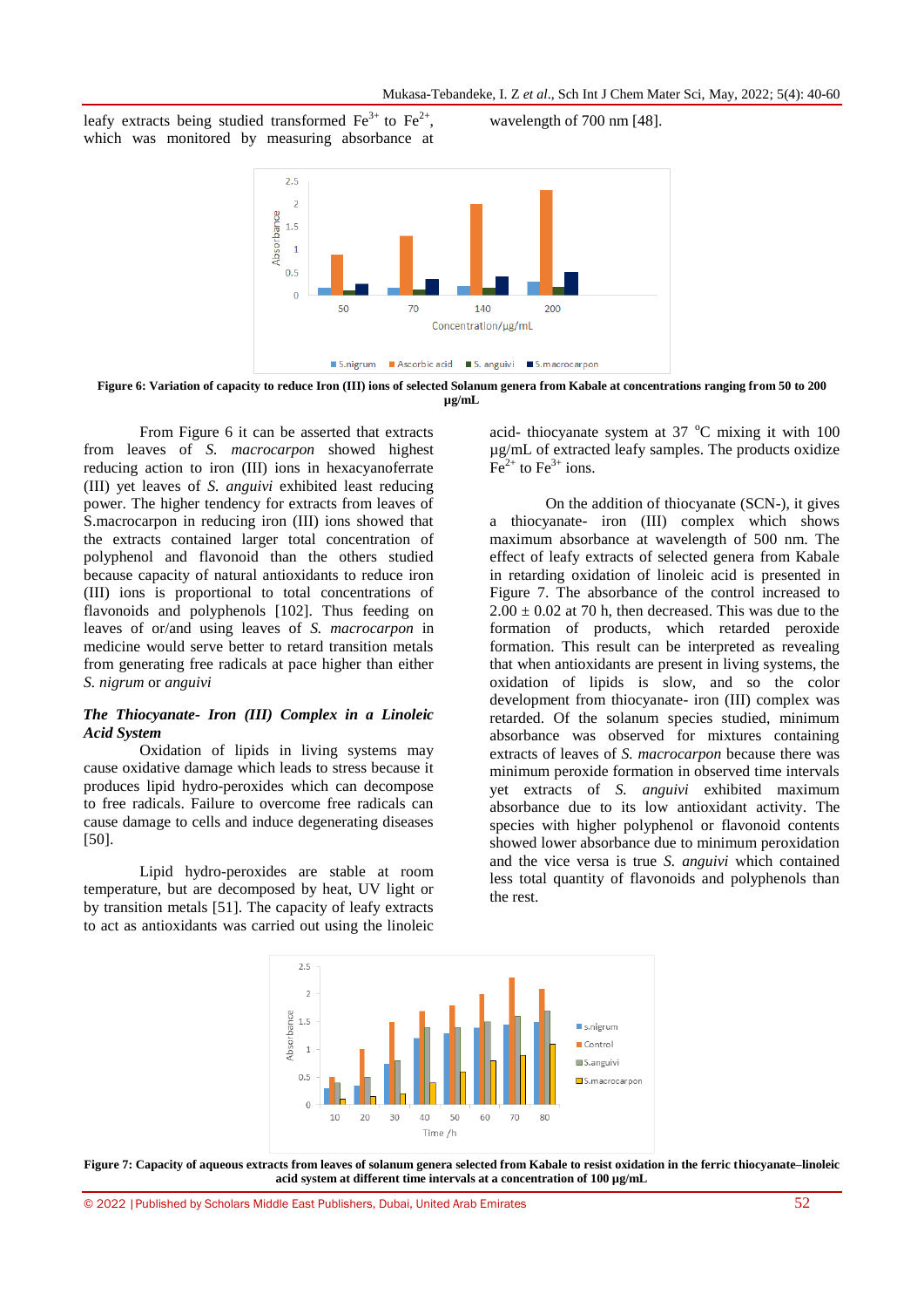leafy extracts being studied transformed $Fe^{3+}$ to $Fe^{2+}$, which was monitored by measuring absorbance at wavelength of 700 nm [48].

**Figure 6: Variation of capacity to reduce Iron (III) ions of selected Solanum genera from Kabale at concentrations ranging from 50 to 200 µg/mL**

From Figure 6 it can be asserted that extracts from leaves of *S. macrocarpon* showed highest reducing action to iron (III) ions in hexacyanoferrate (III) yet leaves of *S. anguivi* exhibited least reducing power. The higher tendency for extracts from leaves of S.macrocarpon in reducing iron (III) ions showed that the extracts contained larger concentration of polyphenol and flavonoid than the others studied because capacity of natural antioxidants to reduce iron (III) ions is proportional to total concentrations of flavonoids and polyphenols [102]. Thus feeding on leaves of or/and using leaves of *S. macrocarpon* in medicine would serve better to retard transition metals from generating free radicals at pace higher than either *S. nigrum* or *anguivi*

### *The Thiocyanate- Iron (III) Complex in a Linoleic Acid System*

Oxidation of lipids in living systems may cause oxidative damage which leads to stress because it produces lipid hydro-peroxides which can decompose to free radicals. Failure to overcome free radicals can cause damage to cells and induce degenerating diseases [50].

Lipid hydro-peroxides are stable at room temperature, but are decomposed by heat, UV light or by transition metals [51]. The capacity of leafy extracts to act as antioxidants was carried out using the linoleic acid- thiocyanate system at 37 °C mixing it with 100 µg/mL of extracted leafy samples. The products oxidize $Fe^{2+}$ to $Fe^{3+}$ ions.

On the addition of thiocyanate (SCN-), it gives a thiocyanate- iron (III) complex which shows maximum absorbance at wavelength of 500 nm. The effect of leafy extracts of selected genera from Kabale in retarding oxidation of linoleic acid is presented in Figure 7. The absorbance of the control increased to 2.00 ± 0.02 at 70 h, then decreased. This was due to the formation of products, which retarded peroxide formation. This result can be interpreted as revealing that when antioxidants are present in living systems, the oxidation of lipids is slow, and so the color development from thiocyanate- iron (III) complex was retarded. Of the solanum species studied, minimum absorbance was observed for the mixtures containing extracts of leaves of *S. macrocarpon* because there was minimum peroxide formation in observed time intervals yet extracts of *S. anguivi* exhibited maximum absorbance due to its low antioxidant activity. The species with higher polyphenol or flavonoid contents showed lower absorbance due to minimum peroxidation and the vice versa is true *S. anguivi* which contained less total quantity of flavonoids and polyphenols than the rest.

**Figure 7: Capacity of aqueous extracts from leaves of solanum genera selected from Kabale to resist oxidation in the ferric thiocyanate–linoleic acid system at different time intervals at a concentration of 100 µg/mL**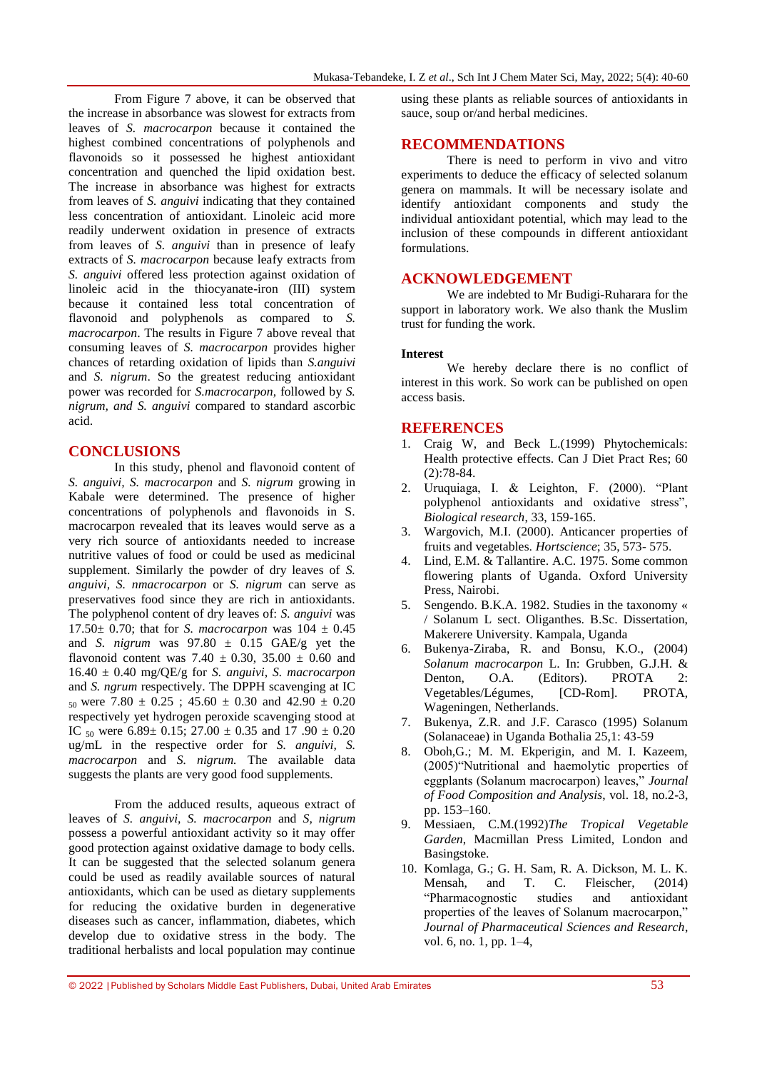From Figure 7 above, it can be observed that the increase in absorbance was slowest for extracts from leaves of *S. macrocarpon* because it contained the highest combined concentrations of polyphenols and flavonoids so it possessed he highest antioxidant concentration and quenched the lipid oxidation best. The increase in absorbance was highest for extracts from leaves of *S. anguivi* indicating that they contained less concentration of antioxidant. Linoleic acid more readily underwent oxidation in presence of extracts from leaves of *S. anguivi* than in presence of leafy extracts of *S. macrocarpon* because leafy extracts from *S. anguivi* offered less protection against oxidation of linoleic acid in the thiocyanate-iron (III) system because it contained less total concentration of flavonoid and polyphenols as compared to *S. macrocarpon*. The results in Figure 7 above reveal that consuming leaves of *S. macrocarpon* provides higher chances of retarding oxidation of lipids than *S.anguivi* and *S. nigrum*. So the greatest reducing antioxidant power was recorded for *S.macrocarpon*, followed by *S. nigrum, and S. anguivi* compared to standard ascorbic acid.

## CONCLUSIONS

In this study, phenol and flavonoid content of *S. anguivi, S. macrocarpon* and *S. nigrum* growing in Kabale were determined. The presence of higher concentrations of polyphenols and flavonoids in S. macrocarpon revealed that its leaves would serve as a very rich source of antioxidants needed to increase nutritive values of food or could be used as medicinal supplement. Similarly the powder of dry leaves of *S. anguivi, S. nmacrocarpon* or *S. nigrum* can serve as preservatives food since they are rich in antioxidants. The polyphenol content of dry leaves of: *S. anguivi* was 17.50± 0.70; that for *S. macrocarpon* was 104 ± 0.45 and *S. nigrum* was 97.80 ± 0.15 GAE/g yet the flavonoid content was 7.40 ± 0.30, 35.00 ± 0.60 and 16.40 ± 0.40 mg/QE/g for *S. anguivi, S. macrocarpon* and *S. ngrum* respectively. The DPPH scavenging at $IC_{50}$ were 7.80 ± 0.25 ; 45.60 ± 0.30 and 42.90 ± 0.20 respectively yet hydrogen peroxide scavenging stood at $IC_{50}$ were 6.89± 0.15; 27.00 ± 0.35 and 17 .90 ± 0.20 ug/mL in the respective order for *S. anguivi, S. macrocarpon* and *S. nigrum.* The available data suggests the plants are very good food supplements.

From the adduced results, aqueous extract of leaves of *S. anguivi, S. macrocarpon* and *S, nigrum* possess a powerful antioxidant activity so it may offer good protection against oxidative damage to body cells. It can be suggested that the selected solanum genera could be used as readily available sources of natural antioxidants, which can be used as dietary supplements for reducing the oxidative burden in degenerative diseases such as cancer, inflammation, diabetes, which develop due to oxidative stress in the body. The traditional herbalists and local population may continue using these plants as reliable sources of antioxidants in sauce, soup or/and herbal medicines.

## RECOMMENDATIONS

There is need to perform in vivo and vitro experiments to deduce the efficacy of selected solanum genera on mammals. It will be necessary isolate and identify antioxidant components and study the individual antioxidant potential, which may lead to the inclusion of these compounds in different antioxidant formulations.

## ACKNOWLEDGEMENT

We are indebted to Mr Budigi-Ruharara for the support in laboratory work. We also thank the Muslim trust for funding the work.

**Interest**

We hereby declare there is no conflict of interest in this work. So work can be published on open access basis.

## REFERENCES

1. Craig W, and Beck L.(1999) Phytochemicals: Health protective effects. Can J Diet Pract Res; 60 (2):78-84.
2. Uruquiaga, I. & Leighton, F. (2000). "Plant polyphenol antioxidants and oxidative stress", *Biological research*, 33, 159-165.
3. Wargovich, M.I. (2000). Anticancer properties of fruits and vegetables. *Hortscience*; 35, 573- 575.
4. Lind, E.M. & Tallantire. A.C. 1975. Some common flowering plants of Uganda. Oxford University Press, Nairobi.
5. Sengendo. B.K.A. 1982. Studies in the taxonomy « / Solanum L sect. Oliganthes. B.Sc. Dissertation, Makerere University. Kampala, Uganda
6. Bukenya-Ziraba, R. and Bonsu, K.O., (2004) *Solanum macrocarpon* L. In: Grubben, G.J.H. & Denton, O.A. (Editors). PROTA 2: Vegetables/Légumes, [CD-Rom]. PROTA, Wageningen, Netherlands.
7. Bukenya, Z.R. and J.F. Carasco (1995) Solanum (Solanaceae) in Uganda Bothalia 25,1: 43-59
8. Oboh,G.; M. M. Ekperigin, and M. I. Kazeem, (2005)"Nutritional and haemolytic properties of eggplants (Solanum macrocarpon) leaves," *Journal of Food Composition and Analysis*, vol. 18, no.2-3, pp. 153–160.
9. Messiaen, C.M.(1992)*The Tropical Vegetable Garden*, Macmillan Press Limited, London and Basingstoke.
10. Komlaga, G.; G. H. Sam, R. A. Dickson, M. L. K. Mensah, and T. C. Fleischer, (2014) "Pharmacognostic studies and antioxidant properties of the leaves of Solanum macrocarpon," *Journal of Pharmaceutical Sciences and Research*, vol. 6, no. 1, pp. 1–4,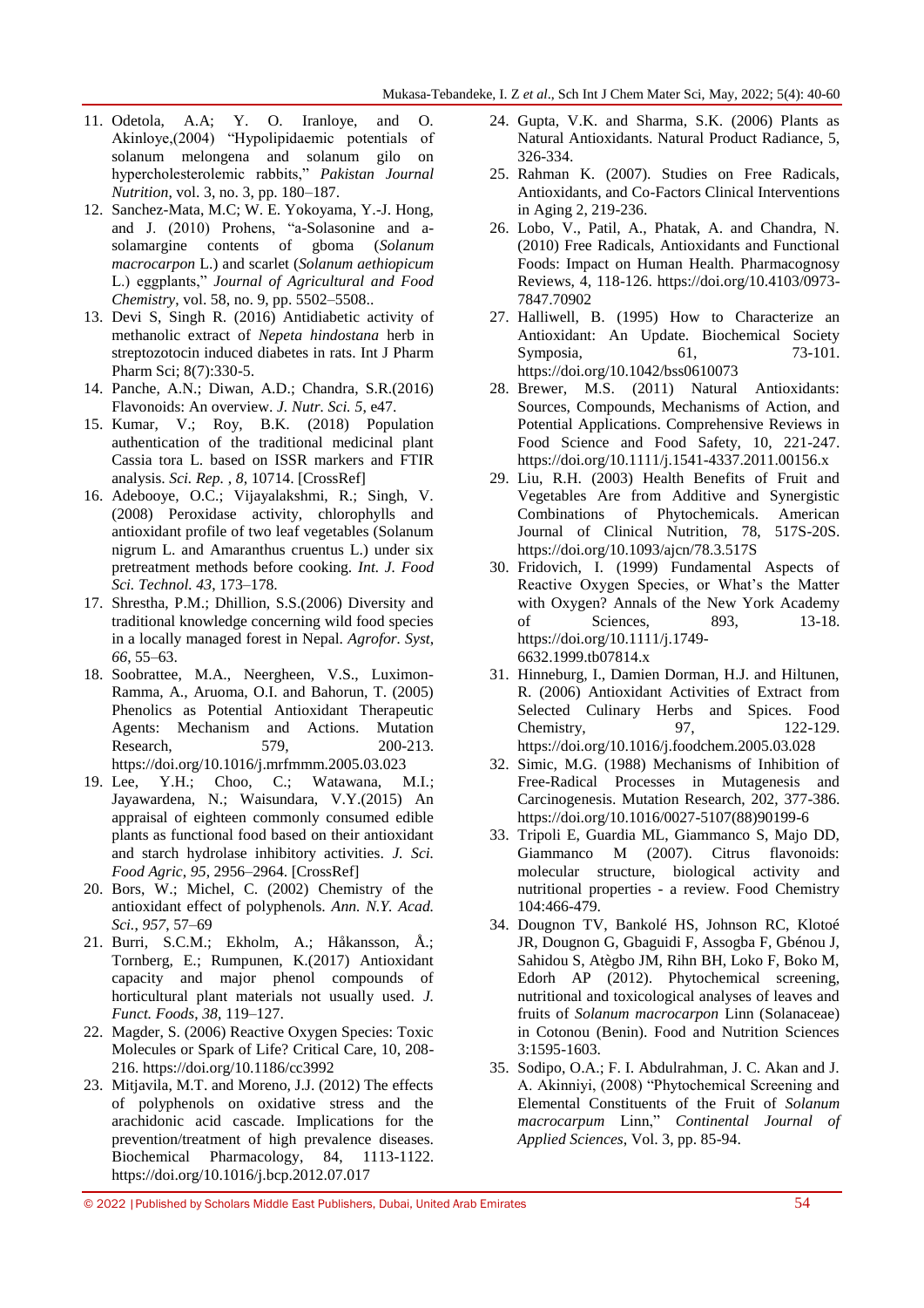11. Odetola, A.A; Y. O. Iranloye, and O. Akinloye,(2004) "Hypolipidaemic potentials of solanum melongena and solanum gilo on hypercholesterolemic rabbits," *Pakistan Journal Nutrition*, vol. 3, no. 3, pp. 180–187.
12. Sanchez-Mata, M.C; W. E. Yokoyama, Y.-J. Hong, and J. (2010) Prohens, "a-Solasonine and a-solamargine contents of gboma (*Solanum macrocarpon* L.) and scarlet (*Solanum aethiopicum* L.) eggplants," *Journal of Agricultural and Food Chemistry*, vol. 58, no. 9, pp. 5502–5508..
13. Devi S, Singh R. (2016) Antidiabetic activity of methanolic extract of *Nepeta hindostana* herb in streptozotocin induced diabetes in rats. Int J Pharm Pharm Sci; 8(7):330-5.
14. Panche, A.N.; Diwan, A.D.; Chandra, S.R.(2016) Flavonoids: An overview. *J. Nutr. Sci. 5*, e47.
15. Kumar, V.; Roy, B.K. (2018) Population authentication of the traditional medicinal plant Cassia tora L. based on ISSR markers and FTIR analysis. *Sci. Rep.* , *8*, 10714. [CrossRef]
16. Adebooye, O.C.; Vijayalakshmi, R.; Singh, V. (2008) Peroxidase activity, chlorophylls and antioxidant profile of two leaf vegetables (Solanum nigrum L. and Amaranthus cruentus L.) under six pretreatment methods before cooking. *Int. J. Food Sci. Technol. 43*, 173–178.
17. Shrestha, P.M.; Dhillion, S.S.(2006) Diversity and traditional knowledge concerning wild food species in a locally managed forest in Nepal. *Agrofor. Syst*, *66*, 55–63.
18. Soobrattee, M.A., Neergheen, V.S., Luximon-Ramma, A., Aruoma, O.I. and Bahorun, T. (2005) Phenolics as Potential Antioxidant Therapeutic Agents: Mechanism and Actions. Mutation Research, 579, 200-213. https://doi.org/10.1016/j.mrfmmm.2005.03.023
19. Lee, Y.H.; Choo, C.; Watawana, M.I.; Jayawardena, N.; Waisundara, V.Y.(2015) An appraisal of eighteen commonly consumed edible plants as functional food based on their antioxidant and starch hydrolase inhibitory activities. *J. Sci. Food Agric*, *95*, 2956–2964. [CrossRef]
20. Bors, W.; Michel, C. (2002) Chemistry of the antioxidant effect of polyphenols. *Ann. N.Y. Acad. Sci.*, *957*, 57–69
21. Burri, S.C.M.; Ekholm, A.; Håkansson, Å.; Tornberg, E.; Rumpunen, K.(2017) Antioxidant capacity and major phenol compounds of horticultural plant materials not usually used. *J. Funct. Foods*, *38*, 119–127.
22. Magder, S. (2006) Reactive Oxygen Species: Toxic Molecules or Spark of Life? Critical Care, 10, 208-216. https://doi.org/10.1186/cc3992
23. Mitjavila, M.T. and Moreno, J.J. (2012) The effects of polyphenols on oxidative stress and the arachidonic acid cascade. Implications for the prevention/treatment of high prevalence diseases. Biochemical Pharmacology, 84, 1113-1122. https://doi.org/10.1016/j.bcp.2012.07.017
24. Gupta, V.K. and Sharma, S.K. (2006) Plants as Natural Antioxidants. Natural Product Radiance, 5, 326-334.
25. Rahman K. (2007). Studies on Free Radicals, Antioxidants, and Co-Factors Clinical Interventions in Aging 2, 219-236.
26. Lobo, V., Patil, A., Phatak, A. and Chandra, N. (2010) Free Radicals, Antioxidants and Functional Foods: Impact on Human Health. Pharmacognosy Reviews, 4, 118-126. https://doi.org/10.4103/0973-7847.70902
27. Halliwell, B. (1995) How to Characterize an Antioxidant: An Update. Biochemical Society Symposia, 61, 73-101. https://doi.org/10.1042/bss0610073
28. Brewer, M.S. (2011) Natural Antioxidants: Sources, Compounds, Mechanisms of Action, and Potential Applications. Comprehensive Reviews in Food Science and Food Safety, 10, 221-247. https://doi.org/10.1111/j.1541-4337.2011.00156.x
29. Liu, R.H. (2003) Health Benefits of Fruit and Vegetables Are from Additive and Synergistic Combinations of Phytochemicals. American Journal of Clinical Nutrition, 78, 517S-20S. https://doi.org/10.1093/ajcn/78.3.517S
30. Fridovich, I. (1999) Fundamental Aspects of Reactive Oxygen Species, or What's the Matter with Oxygen? Annals of the New York Academy of Sciences, 893, 13-18. https://doi.org/10.1111/j.1749-6632.1999.tb07814.x
31. Hinneburg, I., Damien Dorman, H.J. and Hiltunen, R. (2006) Antioxidant Activities of Extract from Selected Culinary Herbs and Spices. Food Chemistry, 97, 122-129. https://doi.org/10.1016/j.foodchem.2005.03.028
32. Simic, M.G. (1988) Mechanisms of Inhibition of Free-Radical Processes in Mutagenesis and Carcinogenesis. Mutation Research, 202, 377-386. https://doi.org/10.1016/0027-5107(88)90199-6
33. Tripoli E, Guardia ML, Giammanco S, Majo DD, Giammanco M (2007). Citrus flavonoids: molecular structure, biological activity and nutritional properties - a review. Food Chemistry 104:466-479.
34. Dougnon TV, Bankolé HS, Johnson RC, Klotoé JR, Dougnon G, Gbaguidi F, Assogba F, Gbénou J, Sahidou S, Atègbo JM, Rihn BH, Loko F, Boko M, Edorh AP (2012). Phytochemical screening, nutritional and toxicological analyses of leaves and fruits of *Solanum macrocarpon* Linn (Solanaceae) in Cotonou (Benin). Food and Nutrition Sciences 3:1595-1603.
35. Sodipo, O.A.; F. I. Abdulrahman, J. C. Akan and J. A. Akinniyi, (2008) "Phytochemical Screening and Elemental Constituents of the Fruit of *Solanum macrocarpum* Linn," *Continental Journal of Applied Sciences*, Vol. 3, pp. 85-94.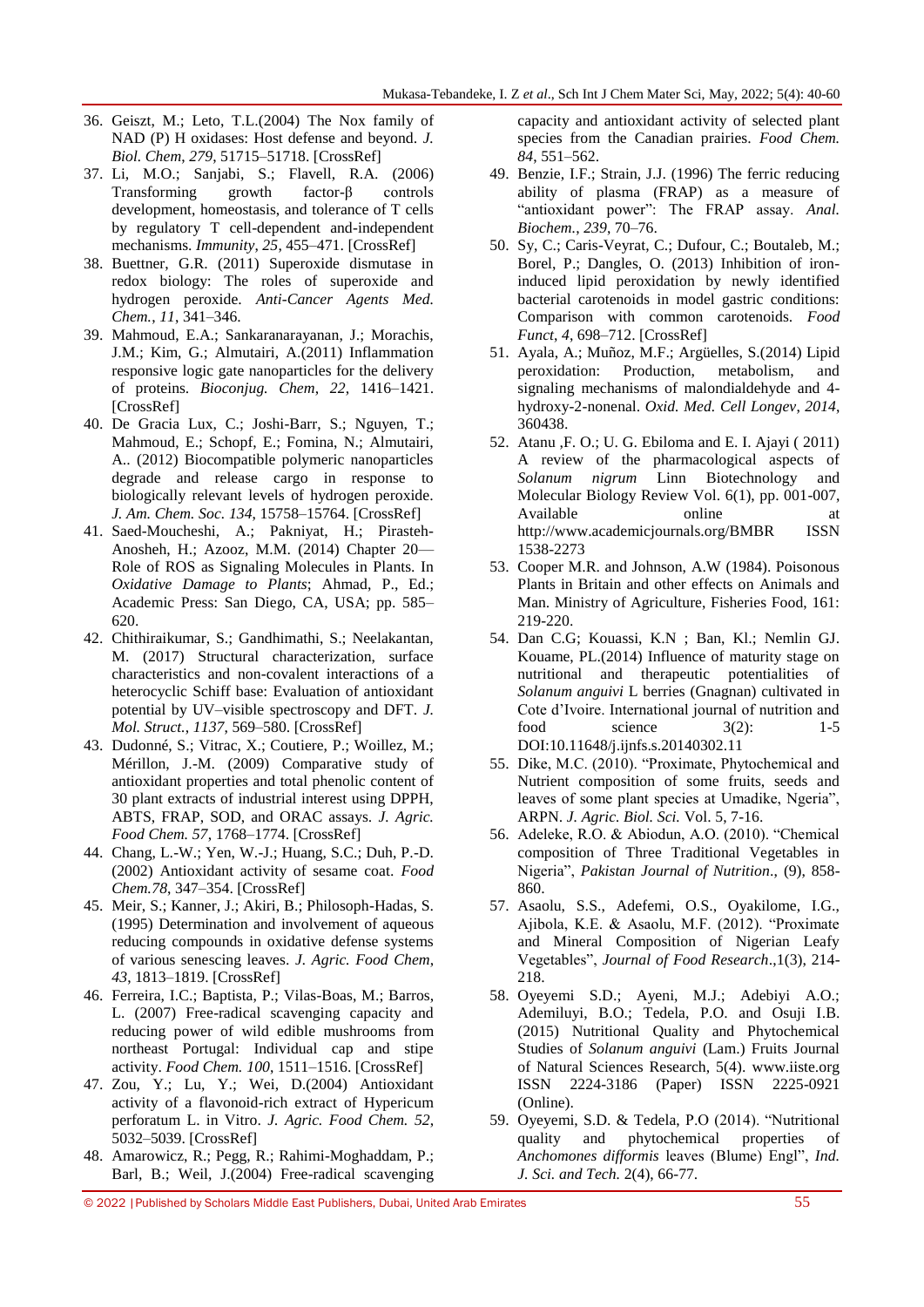36. Geiszt, M.; Leto, T.L.(2004) The Nox family of NAD (P) H oxidases: Host defense and beyond. *J. Biol. Chem*, *279*, 51715–51718. [CrossRef]
37. Li, M.O.; Sanjabi, S.; Flavell, R.A. (2006) Transforming growth factor-β controls development, homeostasis, and tolerance of T cells by regulatory T cell-dependent and-independent mechanisms. *Immunity*, *25*, 455–471. [CrossRef]
38. Buettner, G.R. (2011) Superoxide dismutase in redox biology: The roles of superoxide and hydrogen peroxide. *Anti-Cancer Agents Med. Chem.*, *11*, 341–346.
39. Mahmoud, E.A.; Sankaranarayanan, J.; Morachis, J.M.; Kim, G.; Almutairi, A.(2011) Inflammation responsive logic gate nanoparticles for the delivery of proteins. *Bioconjug. Chem*, *22*, 1416–1421. [CrossRef]
40. De Gracia Lux, C.; Joshi-Barr, S.; Nguyen, T.; Mahmoud, E.; Schopf, E.; Fomina, N.; Almutairi, A.. (2012) Biocompatible polymeric nanoparticles degrade and release cargo in response to biologically relevant levels of hydrogen peroxide. *J. Am. Chem. Soc. 134*, 15758–15764. [CrossRef]
41. Saed-Moucheshi, A.; Pakniyat, H.; Pirasteh-Anosheh, H.; Azooz, M.M. (2014) Chapter 20—Role of ROS as Signaling Molecules in Plants. In *Oxidative Damage to Plants*; Ahmad, P., Ed.; Academic Press: San Diego, CA, USA; pp. 585–620.
42. Chithiraikumar, S.; Gandhimathi, S.; Neelakantan, M. (2017) Structural characterization, surface characteristics and non-covalent interactions of a heterocyclic Schiff base: Evaluation of antioxidant potential by UV–visible spectroscopy and DFT. *J. Mol. Struct.*, *1137*, 569–580. [CrossRef]
43. Dudonné, S.; Vitrac, X.; Coutiere, P.; Woillez, M.; Mérillon, J.-M. (2009) Comparative study of antioxidant properties and total phenolic content of 30 plant extracts of industrial interest using DPPH, ABTS, FRAP, SOD, and ORAC assays. *J. Agric. Food Chem. 57*, 1768–1774. [CrossRef]
44. Chang, L.-W.; Yen, W.-J.; Huang, S.C.; Duh, P.-D. (2002) Antioxidant activity of sesame coat. *Food Chem.78*, 347–354. [CrossRef]
45. Meir, S.; Kanner, J.; Akiri, B.; Philosoph-Hadas, S. (1995) Determination and involvement of aqueous reducing compounds in oxidative defense systems of various senescing leaves. *J. Agric. Food Chem*, *43*, 1813–1819. [CrossRef]
46. Ferreira, I.C.; Baptista, P.; Vilas-Boas, M.; Barros, L. (2007) Free-radical scavenging capacity and reducing power of wild edible mushrooms from northeast Portugal: Individual cap and stipe activity. *Food Chem. 100*, 1511–1516. [CrossRef]
47. Zou, Y.; Lu, Y.; Wei, D.(2004) Antioxidant activity of a flavonoid-rich extract of Hypericum perforatum L. in Vitro. *J. Agric. Food Chem. 52*, 5032–5039. [CrossRef]
48. Amarowicz, R.; Pegg, R.; Rahimi-Moghaddam, P.; Barl, B.; Weil, J.(2004) Free-radical scavenging capacity and antioxidant activity of selected plant species from the Canadian prairies. *Food Chem. 84*, 551–562.
49. Benzie, I.F.; Strain, J.J. (1996) The ferric reducing ability of plasma (FRAP) as a measure of "antioxidant power": The FRAP assay. *Anal. Biochem.*, *239*, 70–76.
50. Sy, C.; Caris-Veyrat, C.; Dufour, C.; Boutaleb, M.; Borel, P.; Dangles, O. (2013) Inhibition of iron-induced lipid peroxidation by newly identified bacterial carotenoids in model gastric conditions: Comparison with common carotenoids. *Food Funct*, *4*, 698–712. [CrossRef]
51. Ayala, A.; Muñoz, M.F.; Argüelles, S.(2014) Lipid peroxidation: Production, metabolism, and signaling mechanisms of malondialdehyde and 4-hydroxy-2-nonenal. *Oxid. Med. Cell Longev*, *2014*, 360438.
52. Atanu ,F. O.; U. G. Ebiloma and E. I. Ajayi ( 2011) A review of the pharmacological aspects of *Solanum nigrum* Linn Biotechnology and Molecular Biology Review Vol. 6(1), pp. 001-007, Available online at http://www.academicjournals.org/BMBR ISSN 1538-2273
53. Cooper M.R. and Johnson, A.W (1984). Poisonous Plants in Britain and other effects on Animals and Man. Ministry of Agriculture, Fisheries Food, 161: 219-220.
54. Dan C.G; Kouassi, K.N ; Ban, Kl.; Nemlin GJ. Kouame, PL.(2014) Influence of maturity stage on nutritional and therapeutic potentialities of *Solanum anguivi* L berries (Gnagnan) cultivated in Cote d'Ivoire. International journal of nutrition and food science 3(2): 1-5 DOI:10.11648/j.ijnfs.s.20140302.11
55. Dike, M.C. (2010). "Proximate, Phytochemical and Nutrient composition of some fruits, seeds and leaves of some plant species at Umadike, Ngeria", ARPN. *J. Agric. Biol. Sci.* Vol. 5, 7-16.
56. Adeleke, R.O. & Abiodun, A.O. (2010). "Chemical composition of Three Traditional Vegetables in Nigeria", *Pakistan Journal of Nutrition*., (9), 858-860.
57. Asaolu, S.S., Adefemi, O.S., Oyakilome, I.G., Ajibola, K.E. & Asaolu, M.F. (2012). "Proximate and Mineral Composition of Nigerian Leafy Vegetables", *Journal of Food Research*.,1(3), 214-218.
58. Oyeyemi S.D.; Ayeni, M.J.; Adebiyi A.O.; Ademiluyi, B.O.; Tedela, P.O. and Osuji I.B. (2015) Nutritional Quality and Phytochemical Studies of *Solanum anguivi* (Lam.) Fruits Journal of Natural Sciences Research, 5(4). www.iiste.org ISSN 2224-3186 (Paper) ISSN 2225-0921 (Online).
59. Oyeyemi, S.D. & Tedela, P.O (2014). "Nutritional quality and phytochemical properties of *Anchomones difformis* leaves (Blume) Engl", *Ind. J. Sci. and Tech.* 2(4), 66-77.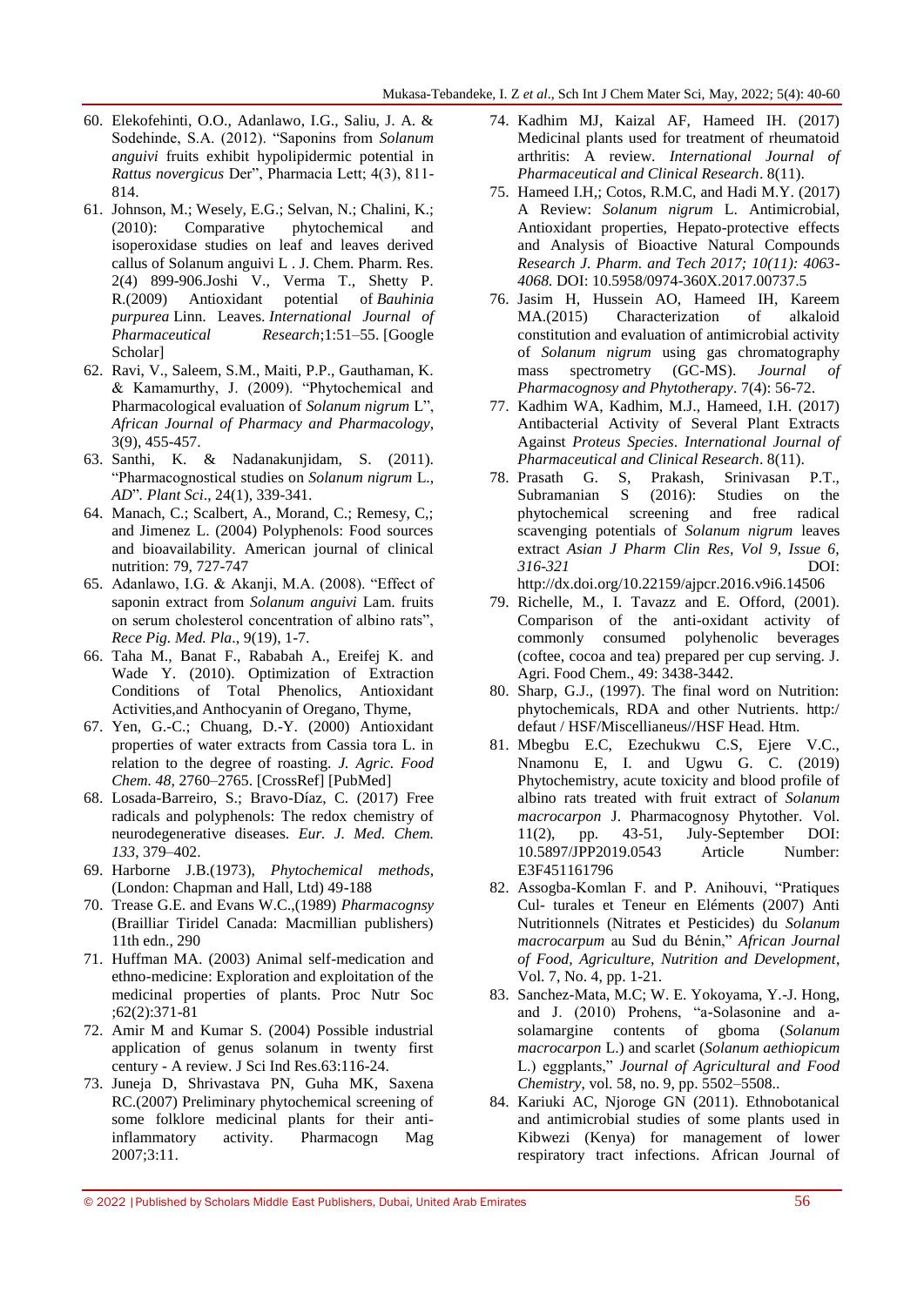60. Elekofehinti, O.O., Adanlawo, I.G., Saliu, J. A. & Sodehinde, S.A. (2012). "Saponins from *Solanum anguivi* fruits exhibit hypolipidermic potential in *Rattus novergicus* Der", Pharmacia Lett; 4(3), 811-814.
61. Johnson, M.; Wesely, E.G.; Selvan, N.; Chalini, K.; (2010): Comparative phytochemical and isoperoxidase studies on leaf and leaves derived callus of Solanum anguivi L . J. Chem. Pharm. Res. 2(4) 899-906.Joshi V., Verma T., Shetty P. R.(2009) Antioxidant potential of *Bauhinia purpurea* Linn. Leaves. *International Journal of Pharmaceutical Research*;1:51–55. [Google Scholar]
62. Ravi, V., Saleem, S.M., Maiti, P.P., Gauthaman, K. & Kamamurthy, J. (2009). "Phytochemical and Pharmacological evaluation of *Solanum nigrum* L", *African Journal of Pharmacy and Pharmacology*, 3(9), 455-457.
63. Santhi, K. & Nadanakunjidam, S. (2011). "Pharmacognostical studies on *Solanum nigrum* L., *AD*". *Plant Sci*., 24(1), 339-341.
64. Manach, C.; Scalbert, A., Morand, C.; Remesy, C,; and Jimenez L. (2004) Polyphenols: Food sources and bioavailability. American journal of clinical nutrition: 79, 727-747
65. Adanlawo, I.G. & Akanji, M.A. (2008). "Effect of saponin extract from *Solanum anguivi* Lam. fruits on serum cholesterol concentration of albino rats", *Rece Pig. Med. Pla*., 9(19), 1-7.
66. Taha M., Banat F., Rababah A., Ereifej K. and Wade Y. (2010). Optimization of Extraction Conditions of Total Phenolics, Antioxidant Activities,and Anthocyanin of Oregano, Thyme,
67. Yen, G.-C.; Chuang, D.-Y. (2000) Antioxidant properties of water extracts from Cassia tora L. in relation to the degree of roasting. *J. Agric. Food Chem. 48*, 2760–2765. [CrossRef] [PubMed]
68. Losada-Barreiro, S.; Bravo-Díaz, C. (2017) Free radicals and polyphenols: The redox chemistry of neurodegenerative diseases. *Eur. J. Med. Chem. 133*, 379–402.
69. Harborne J.B.(1973), *Phytochemical methods*, (London: Chapman and Hall, Ltd) 49-188
70. Trease G.E. and Evans W.C.,(1989) *Pharmacognsy* (Brailliar Tiridel Canada: Macmillian publishers) 11th edn., 290
71. Huffman MA. (2003) Animal self-medication and ethno-medicine: Exploration and exploitation of the medicinal properties of plants. Proc Nutr Soc ;62(2):371-81
72. Amir M and Kumar S. (2004) Possible industrial application of genus solanum in twenty first century - A review. J Sci Ind Res.63:116-24.
73. Juneja D, Shrivastava PN, Guha MK, Saxena RC.(2007) Preliminary phytochemical screening of some folklore medicinal plants for their anti-inflammatory activity. Pharmacogn Mag 2007;3:11.
74. Kadhim MJ, Kaizal AF, Hameed IH. (2017) Medicinal plants used for treatment of rheumatoid arthritis: A review. *International Journal of Pharmaceutical and Clinical Research*. 8(11).
75. Hameed I.H,; Cotos, R.M.C, and Hadi M.Y. (2017) A Review: *Solanum nigrum* L. Antimicrobial, Antioxidant properties, Hepato-protective effects and Analysis of Bioactive Natural Compounds *Research J. Pharm. and Tech 2017; 10(11): 4063-4068.* DOI: 10.5958/0974-360X.2017.00737.5
76. Jasim H, Hussein AO, Hameed IH, Kareem MA.(2015) Characterization of alkaloid constitution and evaluation of antimicrobial activity of *Solanum nigrum* using gas chromatography mass spectrometry (GC-MS). *Journal of Pharmacognosy and Phytotherapy*. 7(4): 56-72.
77. Kadhim WA, Kadhim, M.J., Hameed, I.H. (2017) Antibacterial Activity of Several Plant Extracts Against *Proteus Species*. *International Journal of Pharmaceutical and Clinical Research*. 8(11).
78. Prasath G. S, Prakash, Srinivasan P.T., Subramanian S (2016): Studies on the phytochemical screening and free radical scavenging potentials of *Solanum nigrum* leaves extract *Asian J Pharm Clin Res, Vol 9, Issue 6, 316-321* DOI: http://dx.doi.org/10.22159/ajpcr.2016.v9i6.14506
79. Richelle, M., I. Tavazz and E. Offord, (2001). Comparison of the anti-oxidant activity of commonly consumed polyhenolic beverages (coftee, cocoa and tea) prepared per cup serving. J. Agri. Food Chem., 49: 3438-3442.
80. Sharp, G.J., (1997). The final word on Nutrition: phytochemicals, RDA and other Nutrients. http:/ defaut / HSF/Miscellianeus//HSF Head. Htm.
81. Mbegbu E.C, Ezechukwu C.S, Ejere V.C., Nnamonu E, I. and Ugwu G. C. (2019) Phytochemistry, acute toxicity and blood profile of albino rats treated with fruit extract of *Solanum macrocarpon* J. Pharmacognosy Phytother. Vol. 11(2), pp. 43-51, July-September DOI: 10.5897/JPP2019.0543 Article Number: E3F451161796
82. Assogba-Komlan F. and P. Anihouvi, "Pratiques Cul- turales et Teneur en Eléments (2007) Anti Nutritionnels (Nitrates et Pesticides) du *Solanum macrocarpum* au Sud du Bénin," *African Journal of Food, Agriculture, Nutrition and Development*, Vol. 7, No. 4, pp. 1-21.
83. Sanchez-Mata, M.C; W. E. Yokoyama, Y.-J. Hong, and J. (2010) Prohens, "a-Solasonine and a-solamargine contents of gboma (*Solanum macrocarpon* L.) and scarlet (*Solanum aethiopicum* L.) eggplants," *Journal of Agricultural and Food Chemistry*, vol. 58, no. 9, pp. 5502–5508..
84. Kariuki AC, Njoroge GN (2011). Ethnobotanical and antimicrobial studies of some plants used in Kibwezi (Kenya) for management of lower respiratory tract infections. African Journal of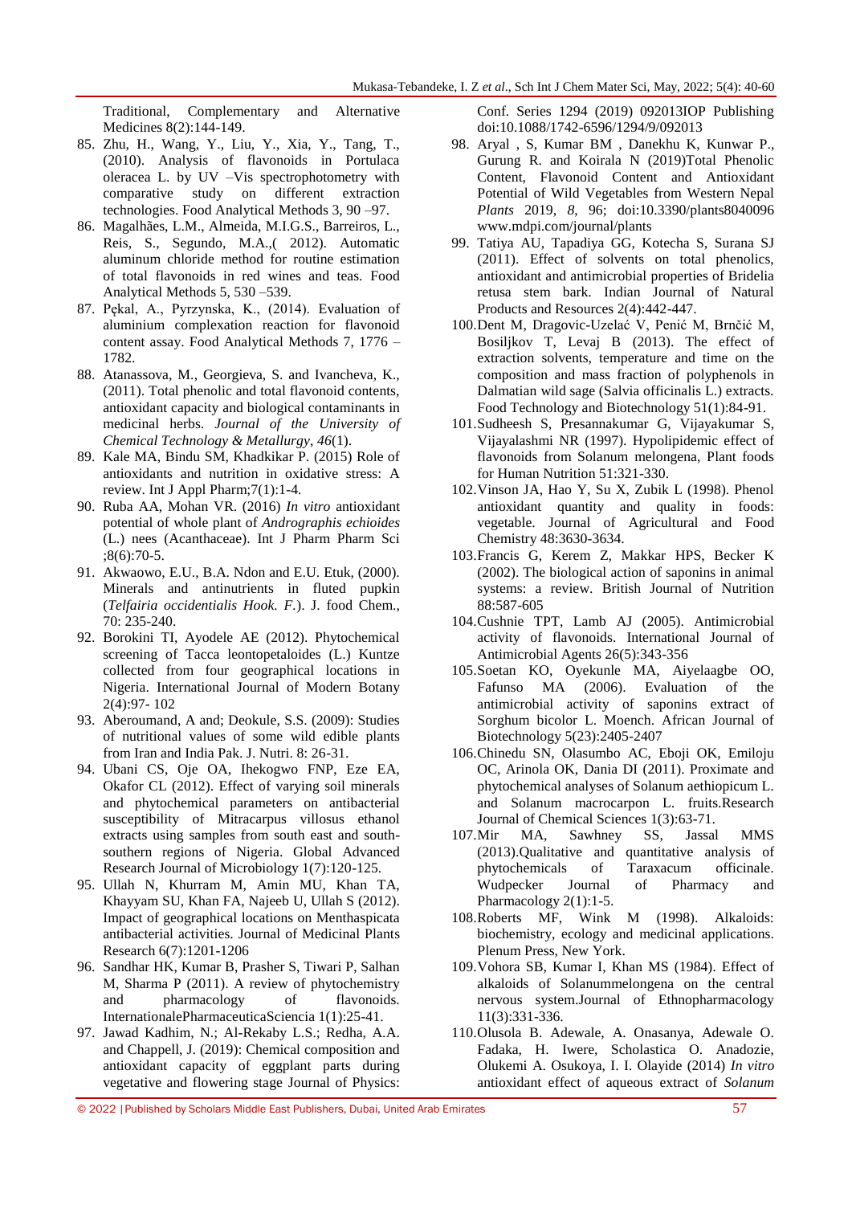Traditional, Complementary and Alternative Medicines 8(2):144-149.

85. Zhu, H., Wang, Y., Liu, Y., Xia, Y., Tang, T., (2010). Analysis of flavonoids in Portulaca oleracea L. by UV –Vis spectrophotometry with comparative study on different extraction technologies. Food Analytical Methods 3, 90 –97.
86. Magalhães, L.M., Almeida, M.I.G.S., Barreiros, L., Reis, S., Segundo, M.A.,( 2012). Automatic aluminum chloride method for routine estimation of total flavonoids in red wines and teas. Food Analytical Methods 5, 530 –539.
87. Pękal, A., Pyrzynska, K., (2014). Evaluation of aluminium complexation reaction for flavonoid content assay. Food Analytical Methods 7, 1776 – 1782.
88. Atanassova, M., Georgieva, S. and Ivancheva, K., (2011). Total phenolic and total flavonoid contents, antioxidant capacity and biological contaminants in medicinal herbs. *Journal of the University of Chemical Technology & Metallurgy*, *46*(1).
89. Kale MA, Bindu SM, Khadkikar P. (2015) Role of antioxidants and nutrition in oxidative stress: A review. Int J Appl Pharm;7(1):1-4.
90. Ruba AA, Mohan VR. (2016) *In vitro* antioxidant potential of whole plant of *Andrographis echioides* (L.) nees (Acanthaceae). Int J Pharm Pharm Sci ;8(6):70-5.
91. Akwaowo, E.U., B.A. Ndon and E.U. Etuk, (2000). Minerals and antinutrients in fluted pupkin (*Telfairia occidentialis Hook. F.*). J. food Chem., 70: 235-240.
92. Borokini TI, Ayodele AE (2012). Phytochemical screening of Tacca leontopetaloides (L.) Kuntze collected from four geographical locations in Nigeria. International Journal of Modern Botany 2(4):97- 102
93. Aberoumand, A and; Deokule, S.S. (2009): Studies of nutritional values of some wild edible plants from Iran and India Pak. J. Nutri. 8: 26-31.
94. Ubani CS, Oje OA, Ihekogwo FNP, Eze EA, Okafor CL (2012). Effect of varying soil minerals and phytochemical parameters on antibacterial susceptibility of Mitracarpus villosus ethanol extracts using samples from south east and south-southern regions of Nigeria. Global Advanced Research Journal of Microbiology 1(7):120-125.
95. Ullah N, Khurram M, Amin MU, Khan TA, Khayyam SU, Khan FA, Najeeb U, Ullah S (2012). Impact of geographical locations on Menthaspicata antibacterial activities. Journal of Medicinal Plants Research 6(7):1201-1206
96. Sandhar HK, Kumar B, Prasher S, Tiwari P, Salhan M, Sharma P (2011). A review of phytochemistry and pharmacology of flavonoids. InternationalePharmaceuticaSciencia 1(1):25-41.
97. Jawad Kadhim, N.; Al-Rekaby L.S.; Redha, A.A. and Chappell, J. (2019): Chemical composition and antioxidant capacity of eggplant parts during vegetative and flowering stage Journal of Physics: Conf. Series 1294 (2019) 092013IOP Publishing doi:10.1088/1742-6596/1294/9/092013
98. Aryal , S, Kumar BM , Danekhu K, Kunwar P., Gurung R. and Koirala N (2019)Total Phenolic Content, Flavonoid Content and Antioxidant Potential of Wild Vegetables from Western Nepal *Plants* 2019, *8*, 96; doi:10.3390/plants8040096 www.mdpi.com/journal/plants
99. Tatiya AU, Tapadiya GG, Kotecha S, Surana SJ (2011). Effect of solvents on total phenolics, antioxidant and antimicrobial properties of Bridelia retusa stem bark. Indian Journal of Natural Products and Resources 2(4):442-447.
100. Dent M, Dragovic-Uzelać V, Penić M, Brnčić M, Bosiljkov T, Levaj B (2013). The effect of extraction solvents, temperature and time on the composition and mass fraction of polyphenols in Dalmatian wild sage (Salvia officinalis L.) extracts. Food Technology and Biotechnology 51(1):84-91.
101. Sudheesh S, Presannakumar G, Vijayakumar S, Vijayalashmi NR (1997). Hypolipidemic effect of flavonoids from Solanum melongena, Plant foods for Human Nutrition 51:321-330.
102. Vinson JA, Hao Y, Su X, Zubik L (1998). Phenol antioxidant quantity and quality in foods: vegetable. Journal of Agricultural and Food Chemistry 48:3630-3634.
103. Francis G, Kerem Z, Makkar HPS, Becker K (2002). The biological action of saponins in animal systems: a review. British Journal of Nutrition 88:587-605
104. Cushnie TPT, Lamb AJ (2005). Antimicrobial activity of flavonoids. International Journal of Antimicrobial Agents 26(5):343-356
105. Soetan KO, Oyekunle MA, Aiyelaagbe OO, Fafunso MA (2006). Evaluation of the antimicrobial activity of saponins extract of Sorghum bicolor L. Moench. African Journal of Biotechnology 5(23):2405-2407
106. Chinedu SN, Olasumbo AC, Eboji OK, Emiloju OC, Arinola OK, Dania DI (2011). Proximate and phytochemical analyses of Solanum aethiopicum L. and Solanum macrocarpon L. fruits.Research Journal of Chemical Sciences 1(3):63-71.
107. Mir MA, Sawhney SS, Jassal MMS (2013).Qualitative and quantitative analysis of phytochemicals of Taraxacum officinale. Wudpecker Journal of Pharmacy and Pharmacology 2(1):1-5.
108. Roberts MF, Wink M (1998). Alkaloids: biochemistry, ecology and medicinal applications. Plenum Press, New York.
109. Vohora SB, Kumar I, Khan MS (1984). Effect of alkaloids of Solanummelongena on the central nervous system.Journal of Ethnopharmacology 11(3):331-336.
110. Olusola B. Adewale, A. Onasanya, Adewale O. Fadaka, H. Iwere, Scholastica O. Anadozie, Olukemi A. Osukoya, I. I. Olayide (2014) *In vitro* antioxidant effect of aqueous extract of *Solanum*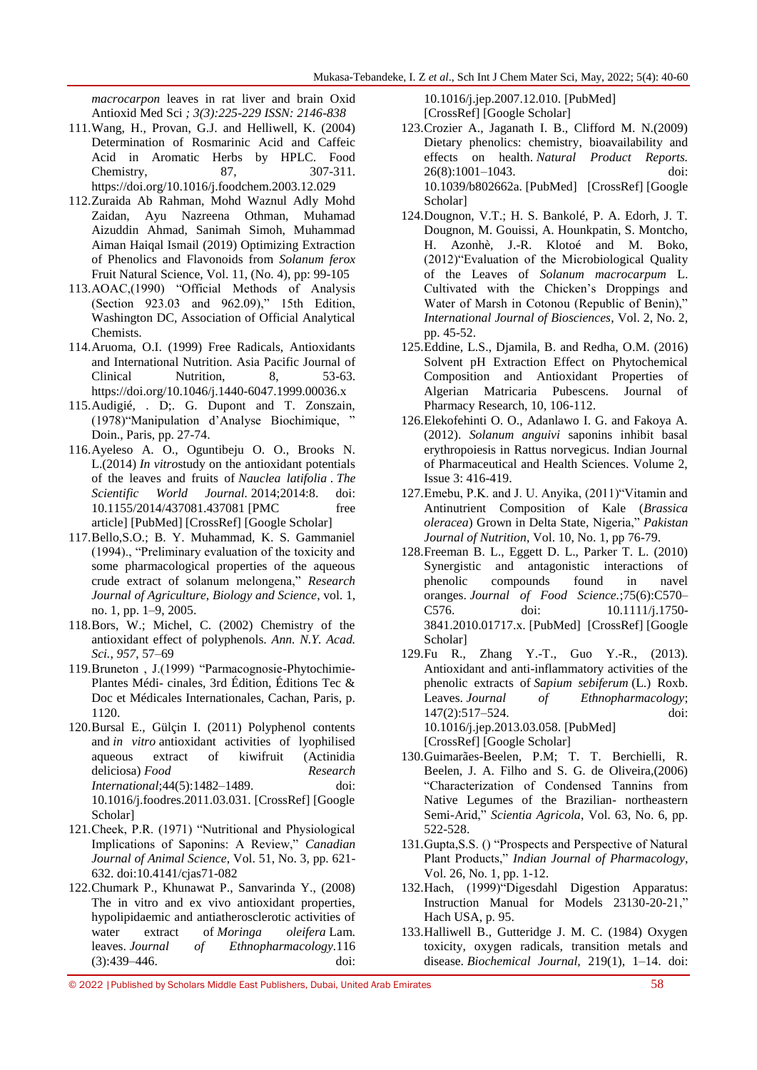*macrocarpon* leaves in rat liver and brain Oxid Antioxid Med Sci *; 3(3):225-229 ISSN: 2146-838*

111. Wang, H., Provan, G.J. and Helliwell, K. (2004) Determination of Rosmarinic Acid and Caffeic Acid in Aromatic Herbs by HPLC. Food Chemistry, 87, 307-311. https://doi.org/10.1016/j.foodchem.2003.12.029
112. Zuraida Ab Rahman, Mohd Waznul Adly Mohd Zaidan, Ayu Nazreena Othman, Muhamad Aizuddin Ahmad, Sanimah Simoh, Muhammad Aiman Haiqal Ismail (2019) Optimizing Extraction of Phenolics and Flavonoids from *Solanum ferox* Fruit Natural Science, Vol. 11, (No. 4), pp: 99-105
113. AOAC,(1990) "Official Methods of Analysis (Section 923.03 and 962.09)," 15th Edition, Washington DC, Association of Official Analytical Chemists.
114. Aruoma, O.I. (1999) Free Radicals, Antioxidants and International Nutrition. Asia Pacific Journal of Clinical Nutrition, 8, 53-63. https://doi.org/10.1046/j.1440-6047.1999.00036.x
115. Audigié, . D;. G. Dupont and T. Zonszain, (1978)"Manipulation d'Analyse Biochimique, " Doin., Paris, pp. 27-74.
116. Ayeleso A. O., Oguntibeju O. O., Brooks N. L.(2014) *In vitro*study on the antioxidant potentials of the leaves and fruits of *Nauclea latifolia* . *The Scientific World Journal*. 2014;2014:8. doi: 10.1155/2014/437081.437081 [PMC free article] [PubMed] [CrossRef] [Google Scholar]
117. Bello,S.O.; B. Y. Muhammad, K. S. Gammaniel (1994)., "Preliminary evaluation of the toxicity and some pharmacological properties of the aqueous crude extract of solanum melongena," *Research Journal of Agriculture, Biology and Science*, vol. 1, no. 1, pp. 1–9, 2005.
118. Bors, W.; Michel, C. (2002) Chemistry of the antioxidant effect of polyphenols. *Ann. N.Y. Acad. Sci.*, *957*, 57–69
119. Bruneton , J.(1999) "Parmacognosie-Phytochimie-Plantes Médi- cinales, 3rd Édition, Éditions Tec & Doc et Médicales Internationales, Cachan, Paris, p. 1120.
120. Bursal E., Gülçin I. (2011) Polyphenol contents and *in vitro* antioxidant activities of lyophilised aqueous extract of kiwifruit (Actinidia deliciosa) *Food Research International*;44(5):1482–1489. doi: 10.1016/j.foodres.2011.03.031. [CrossRef] [Google Scholar]
121. Cheek, P.R. (1971) "Nutritional and Physiological Implications of Saponins: A Review," *Canadian Journal of Animal Science*, Vol. 51, No. 3, pp. 621-632. doi:10.4141/cjas71-082
122. Chumark P., Khunawat P., Sanvarinda Y., (2008) The in vitro and ex vivo antioxidant properties, hypolipidaemic and antiatherosclerotic activities of water extract of *Moringa oleifera* Lam. leaves. *Journal of Ethnopharmacology*.116 (3):439–446. doi: 10.1016/j.jep.2007.12.010. [PubMed] [CrossRef] [Google Scholar]
123. Crozier A., Jaganath I. B., Clifford M. N.(2009) Dietary phenolics: chemistry, bioavailability and effects on health. *Natural Product Reports.* 26(8):1001–1043. doi: 10.1039/b802662a. [PubMed] [CrossRef] [Google Scholar]
124. Dougnon, V.T.; H. S. Bankolé, P. A. Edorh, J. T. Dougnon, M. Gouissi, A. Hounkpatin, S. Montcho, H. Azonhè, J.-R. Klotoé and M. Boko, (2012)"Evaluation of the Microbiological Quality of the Leaves of *Solanum macrocarpum* L. Cultivated with the Chicken's Droppings and Water of Marsh in Cotonou (Republic of Benin)," *International Journal of Biosciences*, Vol. 2, No. 2, pp. 45-52.
125. Eddine, L.S., Djamila, B. and Redha, O.M. (2016) Solvent pH Extraction Effect on Phytochemical Composition and Antioxidant Properties of Algerian Matricaria Pubescens. Journal of Pharmacy Research, 10, 106-112.
126. Elekofehinti O. O., Adanlawo I. G. and Fakoya A. (2012). *Solanum anguivi* saponins inhibit basal erythropoiesis in Rattus norvegicus. Indian Journal of Pharmaceutical and Health Sciences. Volume 2, Issue 3: 416-419.
127. Emebu, P.K. and J. U. Anyika, (2011)"Vitamin and Antinutrient Composition of Kale (*Brassica oleracea*) Grown in Delta State, Nigeria," *Pakistan Journal of Nutrition*, Vol. 10, No. 1, pp 76-79.
128. Freeman B. L., Eggett D. L., Parker T. L. (2010) Synergistic and antagonistic interactions of phenolic compounds found in navel oranges. *Journal of Food Science.*;75(6):C570–C576. doi: 10.1111/j.1750-3841.2010.01717.x. [PubMed] [CrossRef] [Google Scholar]
129. Fu R., Zhang Y.-T., Guo Y.-R., (2013). Antioxidant and anti-inflammatory activities of the phenolic extracts of *Sapium sebiferum* (L.) Roxb. Leaves. *Journal of Ethnopharmacology*; 147(2):517–524. doi: 10.1016/j.jep.2013.03.058. [PubMed] [CrossRef] [Google Scholar]
130. Guimarães-Beelen, P.M; T. T. Berchielli, R. Beelen, J. A. Filho and S. G. de Oliveira,(2006) "Characterization of Condensed Tannins from Native Legumes of the Brazilian- northeastern Semi-Arid," *Scientia Agricola*, Vol. 63, No. 6, pp. 522-528.
131. Gupta,S.S. () "Prospects and Perspective of Natural Plant Products," *Indian Journal of Pharmacology*, Vol. 26, No. 1, pp. 1-12.
132. Hach, (1999)"Digesdahl Digestion Apparatus: Instruction Manual for Models 23130-20-21," Hach USA, p. 95.
133. Halliwell B., Gutteridge J. M. C. (1984) Oxygen toxicity, oxygen radicals, transition metals and disease. *Biochemical Journal,* 219(1), 1–14. doi: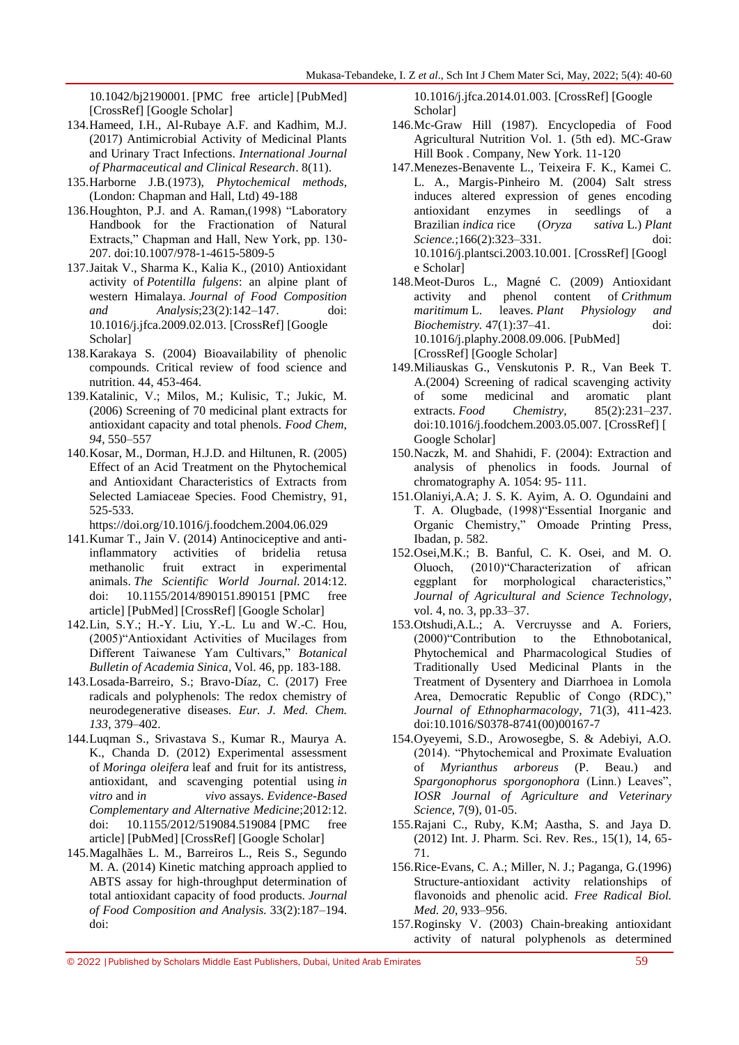10.1042/bj2190001. [PMC free article] [PubMed] [CrossRef] [Google Scholar]

134. Hameed, I.H., Al-Rubaye A.F. and Kadhim, M.J. (2017) Antimicrobial Activity of Medicinal Plants and Urinary Tract Infections. *International Journal of Pharmaceutical and Clinical Research*. 8(11).

135. Harborne J.B.(1973), *Phytochemical methods*, (London: Chapman and Hall, Ltd) 49-188

136. Houghton, P.J. and A. Raman,(1998) "Laboratory Handbook for the Fractionation of Natural Extracts," Chapman and Hall, New York, pp. 130-207. doi:10.1007/978-1-4615-5809-5

137. Jaitak V., Sharma K., Kalia K., (2010) Antioxidant activity of *Potentilla fulgens*: an alpine plant of western Himalaya. *Journal of Food Composition and Analysis*;23(2):142–147. doi: 10.1016/j.jfca.2009.02.013. [CrossRef] [Google Scholar]

138. Karakaya S. (2004) Bioavailability of phenolic compounds. Critical review of food science and nutrition. 44, 453-464.

139. Katalinic, V.; Milos, M.; Kulisic, T.; Jukic, M. (2006) Screening of 70 medicinal plant extracts for antioxidant capacity and total phenols. *Food Chem*, *94*, 550–557

140. Kosar, M., Dorman, H.J.D. and Hiltunen, R. (2005) Effect of an Acid Treatment on the Phytochemical and Antioxidant Characteristics of Extracts from Selected Lamiaceae Species. Food Chemistry, 91, 525-533. https://doi.org/10.1016/j.foodchem.2004.06.029

141. Kumar T., Jain V. (2014) Antinociceptive and anti-inflammatory activities of bridelia retusa methanolic fruit extract in experimental animals. *The Scientific World Journal*. 2014:12. doi: 10.1155/2014/890151.890151 [PMC free article] [PubMed] [CrossRef] [Google Scholar]

142. Lin, S.Y.; H.-Y. Liu, Y.-L. Lu and W.-C. Hou, (2005)"Antioxidant Activities of Mucilages from Different Taiwanese Yam Cultivars," *Botanical Bulletin of Academia Sinica*, Vol. 46, pp. 183-188.

143. Losada-Barreiro, S.; Bravo-Díaz, C. (2017) Free radicals and polyphenols: The redox chemistry of neurodegenerative diseases. *Eur. J. Med. Chem.* *133*, 379–402.

144. Luqman S., Srivastava S., Kumar R., Maurya A. K., Chanda D. (2012) Experimental assessment of *Moringa oleifera* leaf and fruit for its antistress, antioxidant, and scavenging potential using *in vitro* and *in vivo* assays. *Evidence-Based Complementary and Alternative Medicine*;2012:12. doi: 10.1155/2012/519084.519084 [PMC free article] [PubMed] [CrossRef] [Google Scholar]

145. Magalhães L. M., Barreiros L., Reis S., Segundo M. A. (2014) Kinetic matching approach applied to ABTS assay for high-throughput determination of total antioxidant capacity of food products. *Journal of Food Composition and Analysis.* 33(2):187–194. doi: 10.1016/j.jfca.2014.01.003. [CrossRef] [Google Scholar]

146. Mc-Graw Hill (1987). Encyclopedia of Food Agricultural Nutrition Vol. 1. (5th ed). MC-Graw Hill Book . Company, New York. 11-120

147. Menezes-Benavente L., Teixeira F. K., Kamei C. L. A., Margis-Pinheiro M. (2004) Salt stress induces altered expression of genes encoding antioxidant enzymes in seedlings of a Brazilian *indica* rice (*Oryza sativa* L.) *Plant Science.*;166(2):323–331. doi: 10.1016/j.plantsci.2003.10.001. [CrossRef] [Google Scholar]

148. Meot-Duros L., Magné C. (2009) Antioxidant activity and phenol content of *Crithmum maritimum* L. leaves. *Plant Physiology and Biochemistry.* 47(1):37–41. doi: 10.1016/j.plaphy.2008.09.006. [PubMed] [CrossRef] [Google Scholar]

149. Miliauskas G., Venskutonis P. R., Van Beek T. A.(2004) Screening of radical scavenging activity of some medicinal and aromatic plant extracts. *Food Chemistry,* 85(2):231–237. doi:10.1016/j.foodchem.2003.05.007. [CrossRef] [ Google Scholar]

150. Naczk, M. and Shahidi, F. (2004): Extraction and analysis of phenolics in foods. Journal of chromatography A. 1054: 95- 111.

151. Olaniyi,A.A; J. S. K. Ayim, A. O. Ogundaini and T. A. Olugbade, (1998)"Essential Inorganic and Organic Chemistry," Omoade Printing Press, Ibadan, p. 582.

152. Osei,M.K.; B. Banful, C. K. Osei, and M. O. Oluoch, (2010)"Characterization of african eggplant for morphological characteristics," *Journal of Agricultural and Science Technology*, vol. 4, no. 3, pp.33–37.

153. Otshudi,A.L.; A. Vercruysse and A. Foriers, (2000)"Contribution to the Ethnobotanical, Phytochemical and Pharmacological Studies of Traditionally Used Medicinal Plants in the Treatment of Dysentery and Diarrhoea in Lomola Area, Democratic Republic of Congo (RDC)," *Journal of Ethnopharmacology*, 71(3), 411-423. doi:10.1016/S0378-8741(00)00167-7

154. Oyeyemi, S.D., Arowosegbe, S. & Adebiyi, A.O. (2014). "Phytochemical and Proximate Evaluation of *Myrianthus arboreus* (P. Beau.) and *Spargonophorus sporgonophora* (Linn.) Leaves", *IOSR Journal of Agriculture and Veterinary Science*, 7(9), 01-05.

155. Rajani C., Ruby, K.M; Aastha, S. and Jaya D. (2012) Int. J. Pharm. Sci. Rev. Res., 15(1), 14, 65-71.

156. Rice-Evans, C. A.; Miller, N. J.; Paganga, G.(1996) Structure-antioxidant activity relationships of flavonoids and phenolic acid. *Free Radical Biol. Med. 20*, 933–956.

157. Roginsky V. (2003) Chain-breaking antioxidant activity of natural polyphenols as determined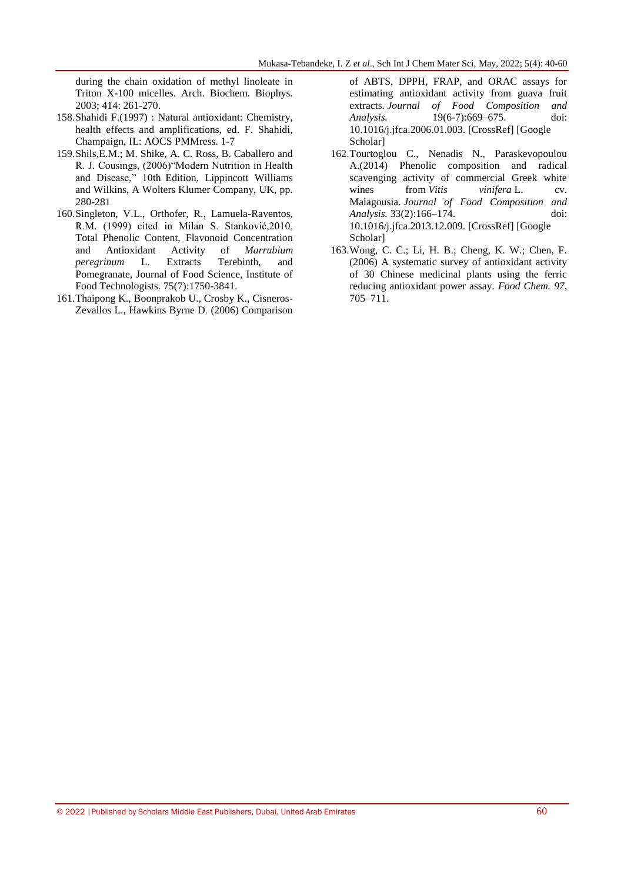during the chain oxidation of methyl linoleate in Triton X-100 micelles. Arch. Biochem. Biophys. 2003; 414: 261-270.

158. Shahidi F.(1997) : Natural antioxidant: Chemistry, health effects and amplifications, ed. F. Shahidi, Champaign, IL: AOCS PMMress. 1-7
159. Shils,E.M.; M. Shike, A. C. Ross, B. Caballero and R. J. Cousings, (2006)"Modern Nutrition in Health and Disease," 10th Edition, Lippincott Williams and Wilkins, A Wolters Klumer Company, UK, pp. 280-281
160. Singleton, V.L., Orthofer, R., Lamuela-Raventos, R.M. (1999) cited in Milan S. Stanković,2010, Total Phenolic Content, Flavonoid Concentration and Antioxidant Activity of *Marrubium peregrinum* L. Extracts Terebinth, and Pomegranate, Journal of Food Science, Institute of Food Technologists. 75(7):1750-3841.
161. Thaipong K., Boonprakob U., Crosby K., Cisneros-Zevallos L., Hawkins Byrne D. (2006) Comparison of ABTS, DPPH, FRAP, and ORAC assays for estimating antioxidant activity from guava fruit extracts. *Journal of Food Composition and Analysis.* 19(6-7):669–675. doi: 10.1016/j.jfca.2006.01.003. [CrossRef] [Google Scholar]
162. Tourtoglou C., Nenadis N., Paraskevopoulou A.(2014) Phenolic composition and radical scavenging activity of commercial Greek white wines from *Vitis vinifera* L. cv. Malagousia. *Journal of Food Composition and Analysis.* 33(2):166–174. doi: 10.1016/j.jfca.2013.12.009. [CrossRef] [Google Scholar]
163. Wong, C. C.; Li, H. B.; Cheng, K. W.; Chen, F. (2006) A systematic survey of antioxidant activity of 30 Chinese medicinal plants using the ferric reducing antioxidant power assay. *Food Chem. 97*, 705–711.